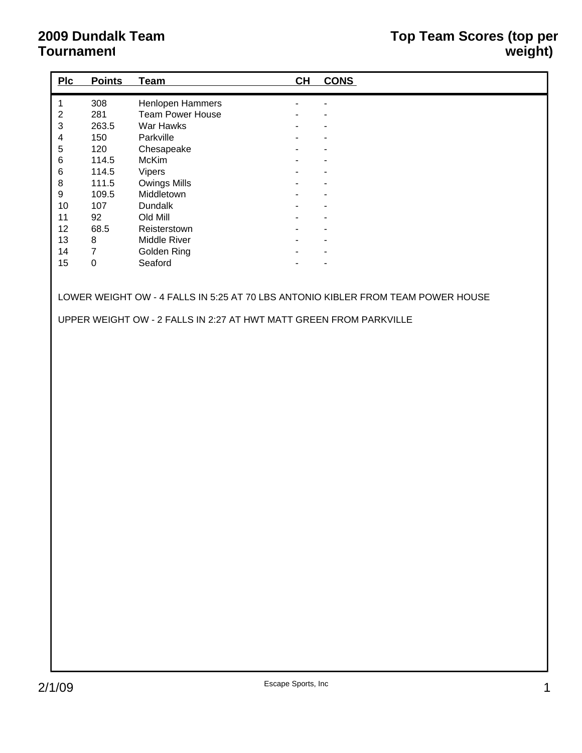# 2009 Dundalk Team Tournament

## Top Team Scores (top per weight)

| Plc | Points | Team | CH | CONS |
|---|---|---|---|---|
| 1 | 308 | Henlopen Hammers | - | - |
| 2 | 281 | Team Power House | - | - |
| 3 | 263.5 | War Hawks | - | - |
| 4 | 150 | Parkville | - | - |
| 5 | 120 | Chesapeake | - | - |
| 6 | 114.5 | McKim | - | - |
| 6 | 114.5 | Vipers | - | - |
| 8 | 111.5 | Owings Mills | - | - |
| 9 | 109.5 | Middletown | - | - |
| 10 | 107 | Dundalk | - | - |
| 11 | 92 | Old Mill | - | - |
| 12 | 68.5 | Reisterstown | - | - |
| 13 | 8 | Middle River | - | - |
| 14 | 7 | Golden Ring | - | - |
| 15 | 0 | Seaford | - | - |

LOWER WEIGHT OW - 4 FALLS IN 5:25 AT 70 LBS ANTONIO KIBLER FROM TEAM POWER HOUSE

UPPER WEIGHT OW - 2 FALLS IN 2:27 AT HWT MATT GREEN FROM PARKVILLE

2/1/09

Escape Sports, Inc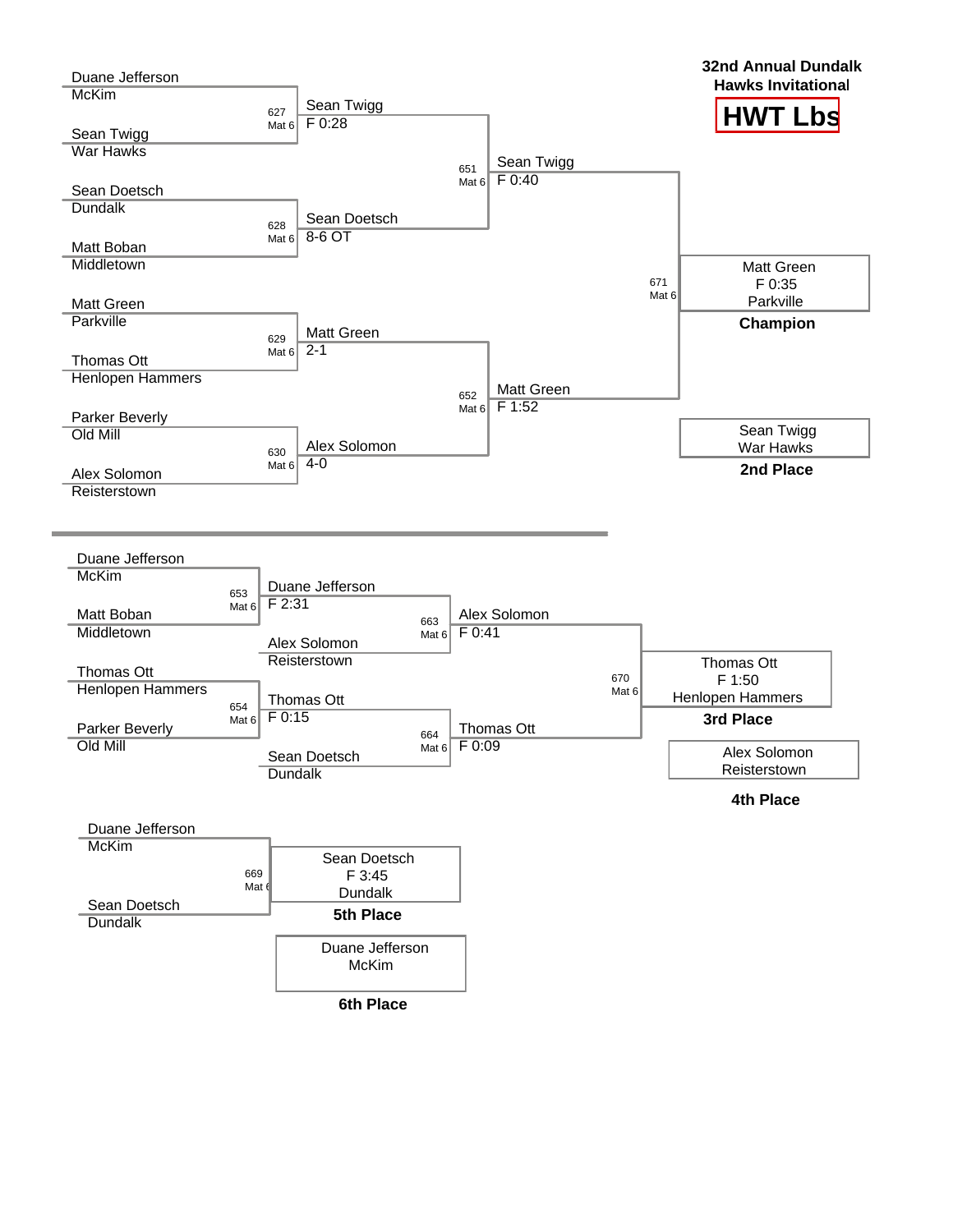**32nd Annual Dundalk Hawks Invitational**

# HWT Lbs

## Championship Bracket

| Wrestler | Team | Bout | Winner | Result |
|---|---|---|---|---|
| Duane Jefferson | McKim | 627 Mat 6 | Sean Twigg | F 0:28 |
| Sean Twigg | War Hawks | | | |
| Sean Doetsch | Dundalk | 628 Mat 6 | Sean Doetsch | 8-6 OT |
| Matt Boban | Middletown | | | |
| Matt Green | Parkville | 629 Mat 6 | Matt Green | 2-1 |
| Thomas Ott | Henlopen Hammers | | | |
| Parker Beverly | Old Mill | 630 Mat 6 | Alex Solomon | 4-0 |
| Alex Solomon | Reisterstown | | | |

| Bout | Winner | Result |
|---|---|---|
| 651 Mat 6 | Sean Twigg | F 0:40 |
| 652 Mat 6 | Matt Green | F 1:52 |
| 671 Mat 6 | Matt Green | F 0:35 |

**Champion:** Matt Green, F 0:35, Parkville

**2nd Place:** Sean Twigg, War Hawks

## Consolation Bracket

| Wrestler | Team | Bout | Winner | Result |
|---|---|---|---|---|
| Duane Jefferson | McKim | 653 Mat 6 | Duane Jefferson | F 2:31 |
| Matt Boban | Middletown | | | |
| Thomas Ott | Henlopen Hammers | 654 Mat 6 | Thomas Ott | F 0:15 |
| Parker Beverly | Old Mill | | | |

| Bout | Wrestlers | Winner | Result |
|---|---|---|---|
| 663 Mat 6 | Duane Jefferson vs. Alex Solomon (Reisterstown) | Alex Solomon | F 0:41 |
| 664 Mat 6 | Thomas Ott vs. Sean Doetsch (Dundalk) | Thomas Ott | F 0:09 |
| 670 Mat 6 | Alex Solomon vs. Thomas Ott | Thomas Ott | F 1:50 |

**3rd Place:** Thomas Ott, F 1:50, Henlopen Hammers

**4th Place:** Alex Solomon, Reisterstown

## 5th Place Match

| Wrestler | Team | Bout |
|---|---|---|
| Duane Jefferson | McKim | 669 Mat 6 |
| Sean Doetsch | Dundalk | |

**5th Place:** Sean Doetsch, F 3:45, Dundalk

**6th Place:** Duane Jefferson, McKim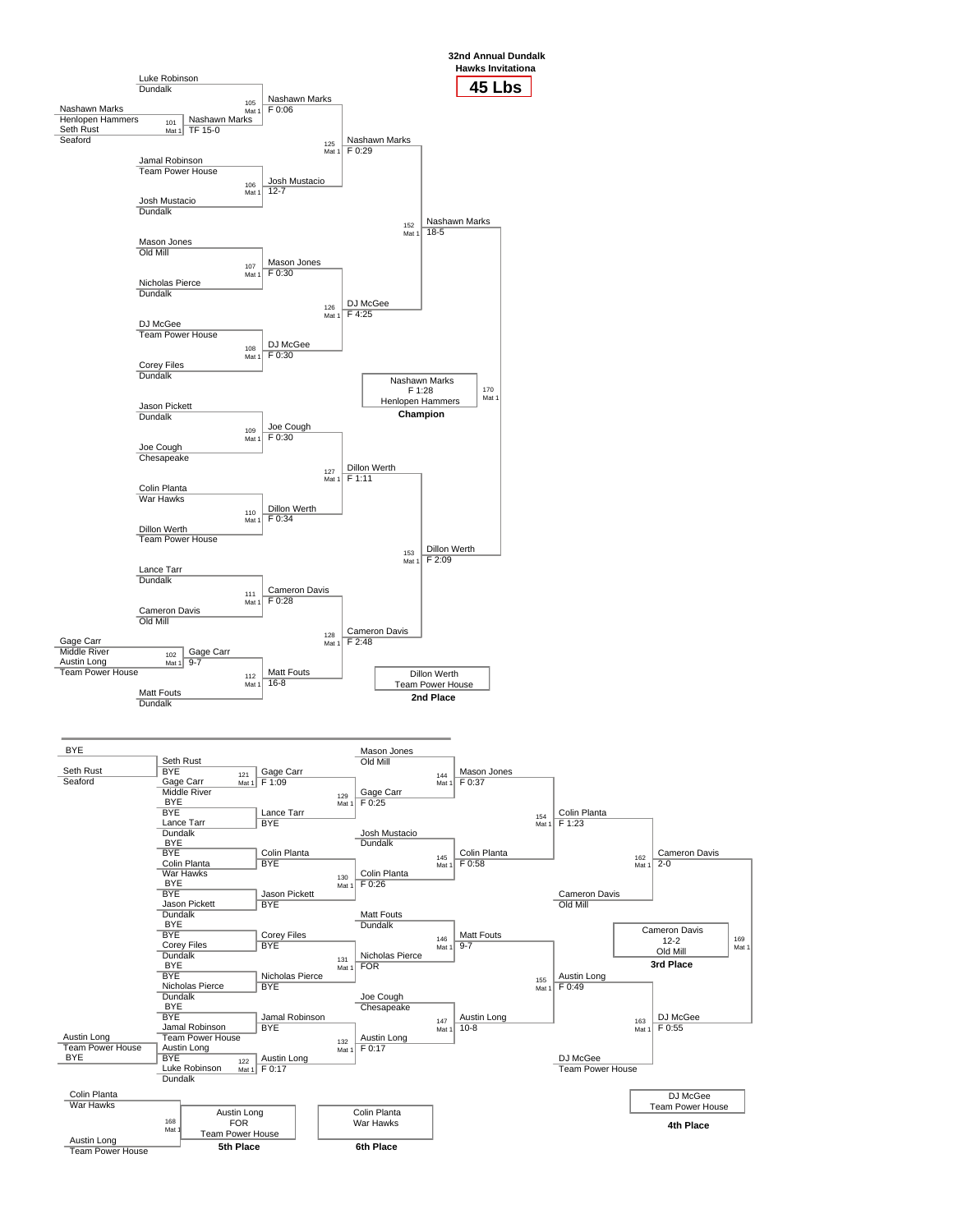# 32nd Annual Dundalk Hawks Invitationa

## 45 Lbs

### Championship Bracket

**Preliminary Round**

| Match | Wrestler 1 | Wrestler 2 | Winner | Result |
|---|---|---|---|---|
| 101 Mat 1 | Nashawn Marks (Henlopen Hammers) | Seth Rust (Seaford) | Nashawn Marks | TF 15-0 |
| 102 Mat 1 | Gage Carr (Middle River) | Austin Long (Team Power House) | Gage Carr | 9-7 |

**First Round**

| Match | Wrestler 1 | Wrestler 2 | Winner | Result |
|---|---|---|---|---|
| 105 Mat 1 | Luke Robinson (Dundalk) | Nashawn Marks | Nashawn Marks | F 0:06 |
| 106 Mat 1 | Jamal Robinson (Team Power House) | Josh Mustacio (Dundalk) | Josh Mustacio | 12-7 |
| 107 Mat 1 | Mason Jones (Old Mill) | Nicholas Pierce (Dundalk) | Mason Jones | F 0:30 |
| 108 Mat 1 | DJ McGee (Team Power House) | Corey Files (Dundalk) | DJ McGee | F 0:30 |
| 109 Mat 1 | Jason Pickett (Dundalk) | Joe Cough (Chesapeake) | Joe Cough | F 0:30 |
| 110 Mat 1 | Colin Planta (War Hawks) | Dillon Werth (Team Power House) | Dillon Werth | F 0:34 |
| 111 Mat 1 | Lance Tarr (Dundalk) | Cameron Davis (Old Mill) | Cameron Davis | F 0:28 |
| 112 Mat 1 | Gage Carr | Matt Fouts (Dundalk) | Matt Fouts | 16-8 |

**Quarterfinals**

| Match | Winner | Result |
|---|---|---|
| 125 Mat 1 | Nashawn Marks | F 0:29 |
| 126 Mat 1 | DJ McGee | F 4:25 |
| 127 Mat 1 | Dillon Werth | F 1:11 |
| 128 Mat 1 | Cameron Davis | F 2:48 |

**Semifinals**

| Match | Winner | Result |
|---|---|---|
| 152 Mat 1 | Nashawn Marks | 18-5 |
| 153 Mat 1 | Dillon Werth | F 2:09 |

**Final (170 Mat 1)**

Nashawn Marks, F 1:28, Henlopen Hammers — **Champion**

Dillon Werth, Team Power House — **2nd Place**

### Consolation Bracket

**Consolation Preliminary**

| Match | Wrestler 1 | Wrestler 2 | Winner | Result |
|---|---|---|---|---|
| — | BYE | Seth Rust (Seaford) | Seth Rust | |
| — | Austin Long (Team Power House) | BYE | Austin Long | |

**Consolation Round 1**

| Match | Wrestler 1 | Wrestler 2 | Winner | Result |
|---|---|---|---|---|
| 121 Mat 1 | Seth Rust | Gage Carr (Middle River) | Gage Carr | F 1:09 |
| — | BYE | Lance Tarr (Dundalk) | Lance Tarr | BYE |
| — | BYE | Colin Planta (War Hawks) | Colin Planta | BYE |
| — | BYE | Jason Pickett (Dundalk) | Jason Pickett | BYE |
| — | BYE | Corey Files (Dundalk) | Corey Files | BYE |
| — | BYE | Nicholas Pierce (Dundalk) | Nicholas Pierce | BYE |
| — | BYE | Jamal Robinson (Team Power House) | Jamal Robinson | BYE |
| 122 Mat 1 | Austin Long | Luke Robinson (Dundalk) | Austin Long | F 0:17 |

**Consolation Round 2**

| Match | Winner | Result |
|---|---|---|
| 129 Mat 1 | Gage Carr | F 0:25 |
| 130 Mat 1 | Colin Planta | F 0:26 |
| 131 Mat 1 | Nicholas Pierce | FOR |
| 132 Mat 1 | Austin Long | F 0:17 |

**Consolation Round 3**

| Match | Wrestler 1 | Wrestler 2 | Winner | Result |
|---|---|---|---|---|
| 144 Mat 1 | Mason Jones (Old Mill) | Gage Carr | Mason Jones | F 0:37 |
| 145 Mat 1 | Josh Mustacio (Dundalk) | Colin Planta | Colin Planta | F 0:58 |
| 146 Mat 1 | Matt Fouts (Dundalk) | Nicholas Pierce | Matt Fouts | 9-7 |
| 147 Mat 1 | Joe Cough (Chesapeake) | Austin Long | Austin Long | 10-8 |

**Consolation Round 4**

| Match | Winner | Result |
|---|---|---|
| 154 Mat 1 | Colin Planta | F 1:23 |
| 155 Mat 1 | Austin Long | F 0:49 |

**Consolation Semifinals**

| Match | Wrestler 1 | Wrestler 2 | Winner | Result |
|---|---|---|---|---|
| 162 Mat 1 | Colin Planta | Cameron Davis (Old Mill) | Cameron Davis | 2-0 |
| 163 Mat 1 | Austin Long | DJ McGee (Team Power House) | DJ McGee | F 0:55 |

**3rd Place Match (169 Mat 1)**

Cameron Davis, 12-2, Old Mill — **3rd Place**

DJ McGee, Team Power House — **4th Place**

**5th Place Match (168 Mat 1)**: Colin Planta (War Hawks) vs. Austin Long (Team Power House)

Austin Long, FOR, Team Power House — **5th Place**

Colin Planta, War Hawks — **6th Place**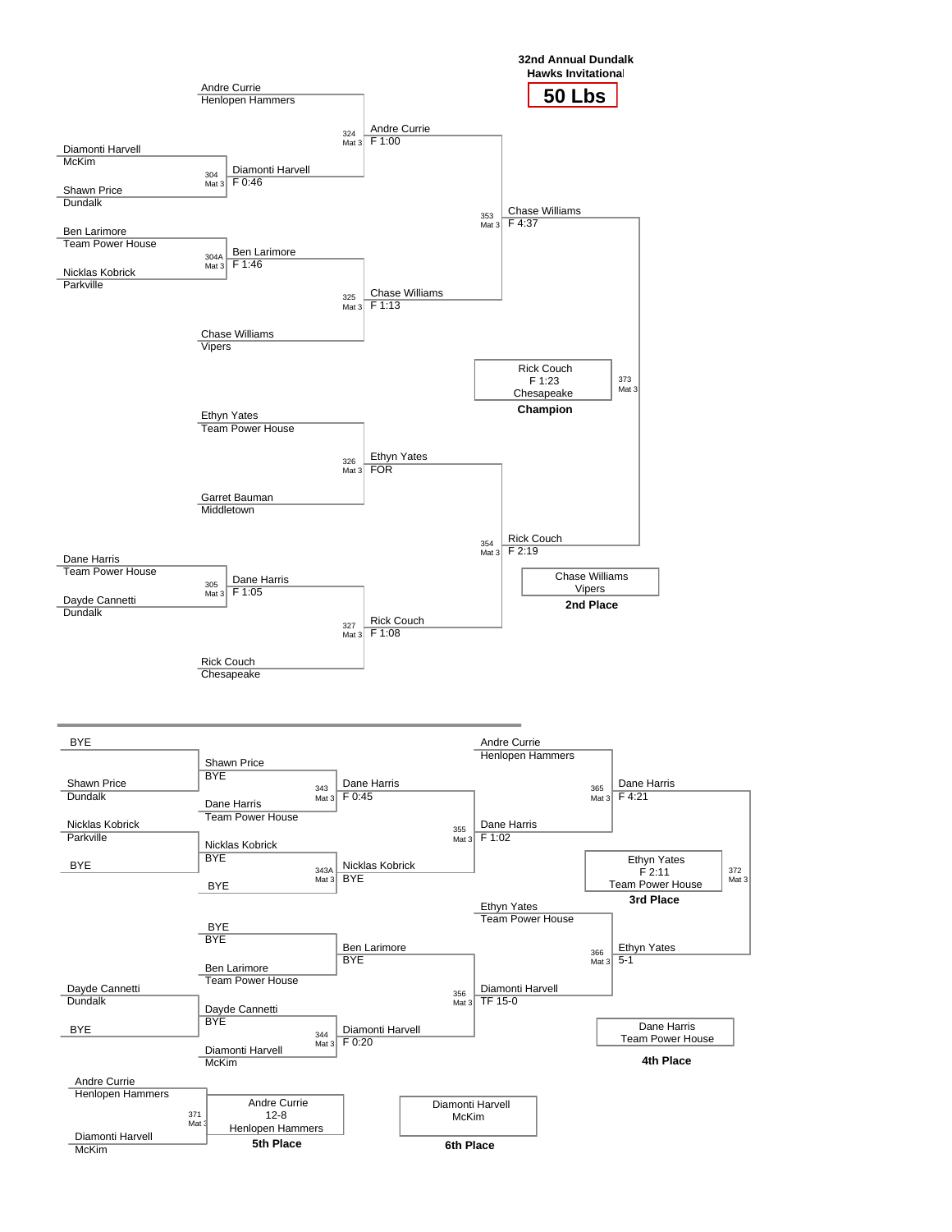# 32nd Annual Dundalk Hawks Invitational

## 50 Lbs

### Championship Bracket

**First Round**

| Match | Mat | Wrestler 1 | Wrestler 2 | Winner | Result |
|---|---|---|---|---|---|
| 304 | Mat 3 | Diamonti Harvell (McKim) | Shawn Price (Dundalk) | Diamonti Harvell | F 0:46 |
| 304A | Mat 3 | Ben Larimore (Team Power House) | Nicklas Kobrick (Parkville) | Ben Larimore | F 1:46 |
| 305 | Mat 3 | Dane Harris (Team Power House) | Dayde Cannetti (Dundalk) | Dane Harris | F 1:05 |

**Quarterfinals**

| Match | Mat | Wrestler 1 | Wrestler 2 | Winner | Result |
|---|---|---|---|---|---|
| 324 | Mat 3 | Andre Currie (Henlopen Hammers) | Diamonti Harvell | Andre Currie | F 1:00 |
| 325 | Mat 3 | Ben Larimore | Chase Williams (Vipers) | Chase Williams | F 1:13 |
| 326 | Mat 3 | Ethyn Yates (Team Power House) | Garret Bauman (Middletown) | Ethyn Yates | FOR |
| 327 | Mat 3 | Dane Harris | Rick Couch (Chesapeake) | Rick Couch | F 1:08 |

**Semifinals**

| Match | Mat | Wrestler 1 | Wrestler 2 | Winner | Result |
|---|---|---|---|---|---|
| 353 | Mat 3 | Andre Currie | Chase Williams | Chase Williams | F 4:37 |
| 354 | Mat 3 | Ethyn Yates | Rick Couch | Rick Couch | F 2:19 |

**Final**

| Match | Mat | Wrestler 1 | Wrestler 2 | Winner | Result |
|---|---|---|---|---|---|
| 373 | Mat 3 | Chase Williams | Rick Couch | Rick Couch | F 1:23 |

**Champion:** Rick Couch, F 1:23, Chesapeake

**2nd Place:** Chase Williams, Vipers

### Consolation Bracket

| Match | Mat | Wrestler 1 | Wrestler 2 | Winner | Result |
|---|---|---|---|---|---|
| | | BYE | Shawn Price (Dundalk) | Shawn Price | BYE |
| | | Nicklas Kobrick (Parkville) | BYE | Nicklas Kobrick | BYE |
| | | BYE | Ben Larimore (Team Power House) | Ben Larimore | BYE |
| | | Dayde Cannetti (Dundalk) | BYE | Dayde Cannetti | BYE |
| 343 | Mat 3 | Shawn Price | Dane Harris (Team Power House) | Dane Harris | F 0:45 |
| 343A | Mat 3 | Nicklas Kobrick | BYE | Nicklas Kobrick | BYE |
| | | BYE | Ben Larimore | Ben Larimore | BYE |
| 344 | Mat 3 | Dayde Cannetti | Diamonti Harvell (McKim) | Diamonti Harvell | F 0:20 |
| 355 | Mat 3 | Dane Harris | Nicklas Kobrick | Dane Harris | F 1:02 |
| 356 | Mat 3 | Ben Larimore | Diamonti Harvell | Diamonti Harvell | TF 15-0 |
| 365 | Mat 3 | Andre Currie (Henlopen Hammers) | Dane Harris | Dane Harris | F 4:21 |
| 366 | Mat 3 | Ethyn Yates (Team Power House) | Diamonti Harvell | Ethyn Yates | 5-1 |
| 372 | Mat 3 | Dane Harris | Ethyn Yates | Ethyn Yates | F 2:11 |
| 371 | Mat 3 | Andre Currie (Henlopen Hammers) | Diamonti Harvell (McKim) | Andre Currie | 12-8 |

**3rd Place:** Ethyn Yates, F 2:11, Team Power House

**4th Place:** Dane Harris, Team Power House

**5th Place:** Andre Currie, 12-8, Henlopen Hammers

**6th Place:** Diamonti Harvell, McKim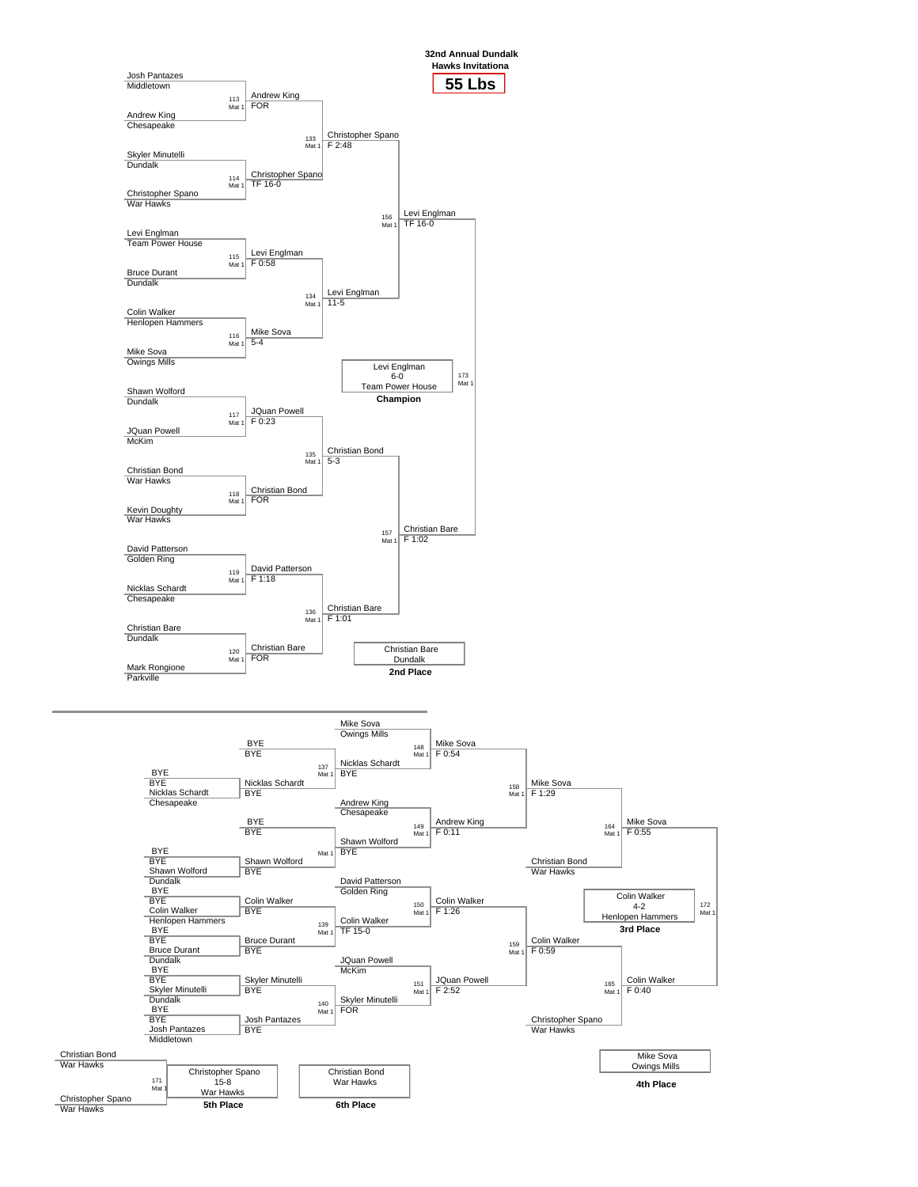# 32nd Annual Dundalk Hawks Invitationa

## 55 Lbs

### Championship Bracket

**First Round**

| Bout | Wrestler 1 | Wrestler 2 | Winner | Result |
|---|---|---|---|---|
| 113 Mat 1 | Josh Pantazes (Middletown) | Andrew King (Chesapeake) | Andrew King | FOR |
| 114 Mat 1 | Skyler Minutelli (Dundalk) | Christopher Spano (War Hawks) | Christopher Spano | TF 16-0 |
| 115 Mat 1 | Levi Englman (Team Power House) | Bruce Durant (Dundalk) | Levi Englman | F 0:58 |
| 116 Mat 1 | Colin Walker (Henlopen Hammers) | Mike Sova (Owings Mills) | Mike Sova | 5-4 |
| 117 Mat 1 | Shawn Wolford (Dundalk) | JQuan Powell (McKim) | JQuan Powell | F 0:23 |
| 118 Mat 1 | Christian Bond (War Hawks) | Kevin Doughty (War Hawks) | Christian Bond | FOR |
| 119 Mat 1 | David Patterson (Golden Ring) | Nicklas Schardt (Chesapeake) | David Patterson | F 1:18 |
| 120 Mat 1 | Christian Bare (Dundalk) | Mark Rongione (Parkville) | Christian Bare | FOR |

**Quarterfinals**

| Bout | Winner | Result |
|---|---|---|
| 133 Mat 1 | Christopher Spano | F 2:48 |
| 134 Mat 1 | Levi Englman | 11-5 |
| 135 Mat 1 | Christian Bond | 5-3 |
| 136 Mat 1 | Christian Bare | F 1:01 |

**Semifinals**

| Bout | Winner | Result |
|---|---|---|
| 156 Mat 1 | Levi Englman | TF 16-0 |
| 157 Mat 1 | Christian Bare | F 1:02 |

**Final (173 Mat 1)**

Levi Englman, 6-0, Team Power House — **Champion**

Christian Bare, Dundalk — **2nd Place**

### Consolation Bracket

| Bout | Wrestler 1 | Wrestler 2 | Winner | Result |
|---|---|---|---|---|
| | BYE | Nicklas Schardt (Chesapeake) | Nicklas Schardt | BYE |
| | BYE | Shawn Wolford (Dundalk) | Shawn Wolford | BYE |
| | BYE | Colin Walker (Henlopen Hammers) | Colin Walker | BYE |
| | BYE | Bruce Durant (Dundalk) | Bruce Durant | BYE |
| | BYE | Skyler Minutelli (Dundalk) | Skyler Minutelli | BYE |
| | BYE | Josh Pantazes (Middletown) | Josh Pantazes | BYE |
| 137 Mat 1 | BYE | Nicklas Schardt | Nicklas Schardt | BYE |
| Mat 1 | BYE | Shawn Wolford | Shawn Wolford | BYE |
| 139 Mat 1 | Colin Walker | Bruce Durant | Colin Walker | TF 15-0 |
| 140 Mat 1 | Skyler Minutelli | Josh Pantazes | Skyler Minutelli | FOR |
| 148 Mat 1 | Mike Sova (Owings Mills) | Nicklas Schardt | Mike Sova | F 0:54 |
| 149 Mat 1 | Andrew King (Chesapeake) | Shawn Wolford | Andrew King | F 0:11 |
| 150 Mat 1 | David Patterson (Golden Ring) | Colin Walker | Colin Walker | F 1:26 |
| 151 Mat 1 | JQuan Powell (McKim) | Skyler Minutelli | JQuan Powell | F 2:52 |
| 158 Mat 1 | Mike Sova | Andrew King | Mike Sova | F 1:29 |
| 159 Mat 1 | Colin Walker | JQuan Powell | Colin Walker | F 0:59 |
| 164 Mat 1 | Mike Sova | Christian Bond (War Hawks) | Mike Sova | F 0:55 |
| 165 Mat 1 | Colin Walker | Christopher Spano (War Hawks) | Colin Walker | F 0:40 |

**3rd Place (172 Mat 1)**

Colin Walker, 4-2, Henlopen Hammers — **3rd Place**

Mike Sova, Owings Mills — **4th Place**

**5th Place (171 Mat 1)**

Christian Bond (War Hawks) vs. Christopher Spano (War Hawks)

Christopher Spano, 15-8, War Hawks — **5th Place**

Christian Bond, War Hawks — **6th Place**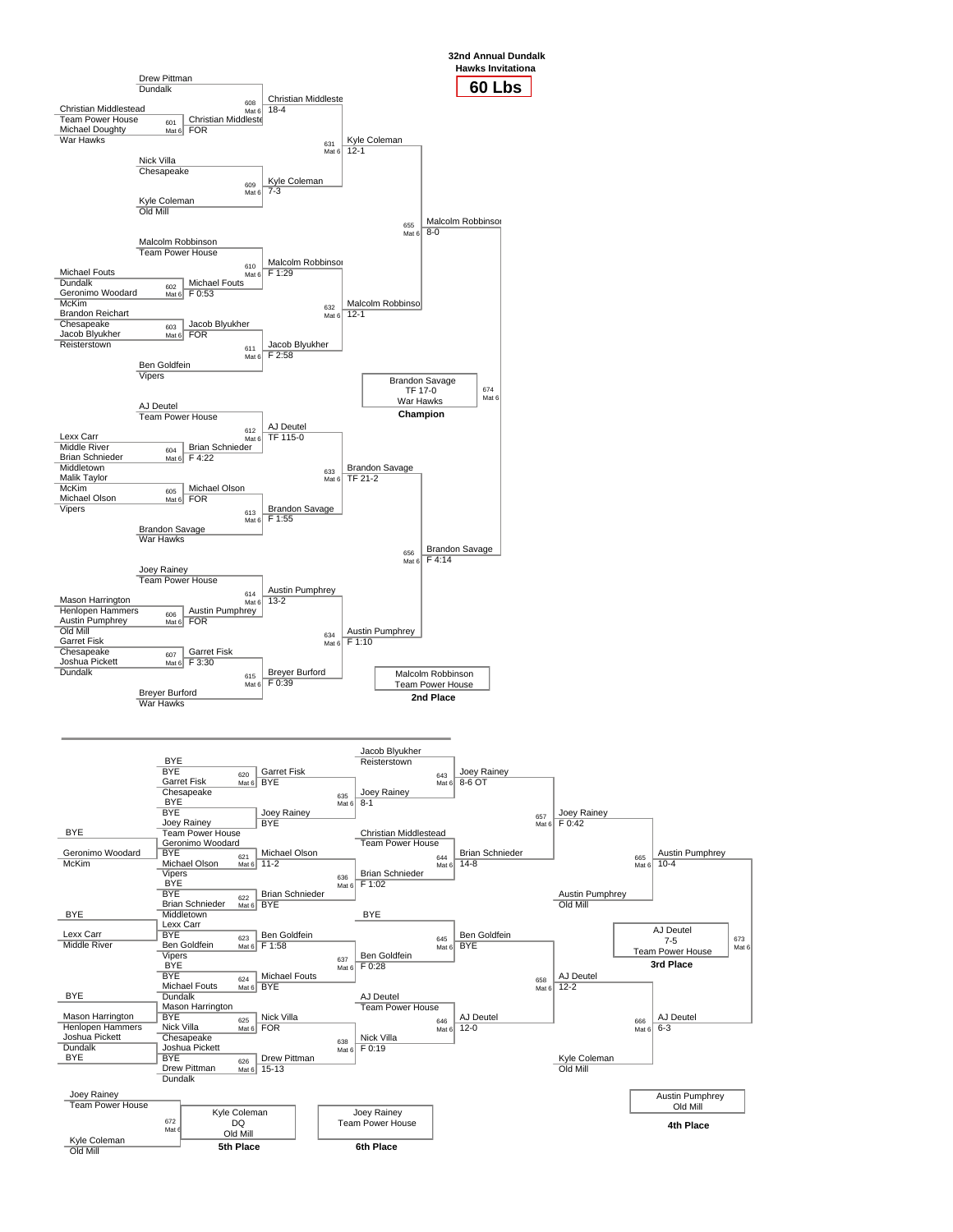# 32nd Annual Dundalk Hawks Invitationa

## 60 Lbs

### Championship Bracket

| Bout | Mat | Wrestler 1 | Wrestler 2 | Winner | Result |
|---|---|---|---|---|---|
| 601 | Mat 6 | Christian Middlestead (Team Power House) | Michael Doughty (War Hawks) | Christian Middleste | FOR |
| 602 | Mat 6 | Michael Fouts (Dundalk) | Geronimo Woodard (McKim) | Michael Fouts | F 0:53 |
| 603 | Mat 6 | Brandon Reichart (Chesapeake) | Jacob Blyukher (Reisterstown) | Jacob Blyukher | FOR |
| 604 | Mat 6 | Lexx Carr (Middle River) | Brian Schnieder (Middletown) | Brian Schnieder | F 4:22 |
| 605 | Mat 6 | Malik Taylor (McKim) | Michael Olson (Vipers) | Michael Olson | FOR |
| 606 | Mat 6 | Mason Harrington (Henlopen Hammers) | Austin Pumphrey (Old Mill) | Austin Pumphrey | FOR |
| 607 | Mat 6 | Garret Fisk (Chesapeake) | Joshua Pickett (Dundalk) | Garret Fisk | F 3:30 |
| 608 | Mat 6 | Drew Pittman (Dundalk) | Christian Middleste | Christian Middleste | 18-4 |
| 609 | Mat 6 | Nick Villa (Chesapeake) | Kyle Coleman (Old Mill) | Kyle Coleman | 7-3 |
| 610 | Mat 6 | Malcolm Robbinson (Team Power House) | Michael Fouts | Malcolm Robbinson | F 1:29 |
| 611 | Mat 6 | Jacob Blyukher | Ben Goldfein (Vipers) | Jacob Blyukher | F 2:58 |
| 612 | Mat 6 | AJ Deutel (Team Power House) | Brian Schnieder | AJ Deutel | TF 115-0 |
| 613 | Mat 6 | Michael Olson | Brandon Savage (War Hawks) | Brandon Savage | F 1:55 |
| 614 | Mat 6 | Joey Rainey (Team Power House) | Austin Pumphrey | Austin Pumphrey | 13-2 |
| 615 | Mat 6 | Garret Fisk | Breyer Burford (War Hawks) | Breyer Burford | F 0:39 |
| 631 | Mat 6 | Christian Middleste | Kyle Coleman | Kyle Coleman | 12-1 |
| 632 | Mat 6 | Malcolm Robbinson | Jacob Blyukher | Malcolm Robbinso | 12-1 |
| 633 | Mat 6 | AJ Deutel | Brandon Savage | Brandon Savage | TF 21-2 |
| 634 | Mat 6 | Austin Pumphrey | Breyer Burford | Austin Pumphrey | F 1:10 |
| 655 | Mat 6 | Kyle Coleman | Malcolm Robbinso | Malcolm Robbinsoı | 8-0 |
| 656 | Mat 6 | Brandon Savage | Austin Pumphrey | Brandon Savage | F 4:14 |
| 674 | Mat 6 | Malcolm Robbinson | Brandon Savage | Brandon Savage | TF 17-0 |

**Champion:** Brandon Savage, TF 17-0, War Hawks

**2nd Place:** Malcolm Robbinson, Team Power House

### Consolation Bracket

| Bout | Mat | Wrestler 1 | Wrestler 2 | Winner | Result |
|---|---|---|---|---|---|
| 620 | Mat 6 | BYE | Garret Fisk (Chesapeake) | Garret Fisk | BYE |
| 621 | Mat 6 | Geronimo Woodard (McKim) | Michael Olson (Vipers) | Michael Olson | 11-2 |
| 622 | Mat 6 | BYE | Brian Schnieder (Middletown) | Brian Schnieder | BYE |
| 623 | Mat 6 | Lexx Carr (Middle River) | Ben Goldfein (Vipers) | Ben Goldfein | F 1:58 |
| 624 | Mat 6 | BYE | Michael Fouts (Dundalk) | Michael Fouts | BYE |
| 625 | Mat 6 | Mason Harrington (Henlopen Hammers) | Nick Villa (Chesapeake) | Nick Villa | FOR |
| 626 | Mat 6 | Joshua Pickett (Dundalk) / BYE | Drew Pittman (Dundalk) | Drew Pittman | 15-13 |
| 635 | Mat 6 | Garret Fisk | Joey Rainey (Team Power House) | Joey Rainey | 8-1 |
| 636 | Mat 6 | Michael Olson | Brian Schnieder | Brian Schnieder | F 1:02 |
| 637 | Mat 6 | Ben Goldfein | Michael Fouts | Ben Goldfein | F 0:28 |
| 638 | Mat 6 | Nick Villa | Drew Pittman | Nick Villa | F 0:19 |
| 643 | Mat 6 | Jacob Blyukher (Reisterstown) | Joey Rainey | Joey Rainey | 8-6 OT |
| 644 | Mat 6 | Christian Middlestead (Team Power House) | Brian Schnieder | Brian Schnieder | 14-8 |
| 645 | Mat 6 | BYE | Ben Goldfein | Ben Goldfein | BYE |
| 646 | Mat 6 | AJ Deutel (Team Power House) | Nick Villa | AJ Deutel | 12-0 |
| 657 | Mat 6 | Joey Rainey | Brian Schnieder | Joey Rainey | F 0:42 |
| 658 | Mat 6 | Ben Goldfein | AJ Deutel | AJ Deutel | 12-2 |
| 665 | Mat 6 | Joey Rainey | Austin Pumphrey (Old Mill) | Austin Pumphrey | 10-4 |
| 666 | Mat 6 | AJ Deutel | Kyle Coleman (Old Mill) | AJ Deutel | 6-3 |
| 673 | Mat 6 | Austin Pumphrey | AJ Deutel | AJ Deutel | 7-5 |
| 672 | Mat 6 | Joey Rainey (Team Power House) | Kyle Coleman (Old Mill) | Kyle Coleman | DQ |

**3rd Place:** AJ Deutel, 7-5, Team Power House

**4th Place:** Austin Pumphrey, Old Mill

**5th Place:** Kyle Coleman, DQ, Old Mill

**6th Place:** Joey Rainey, Team Power House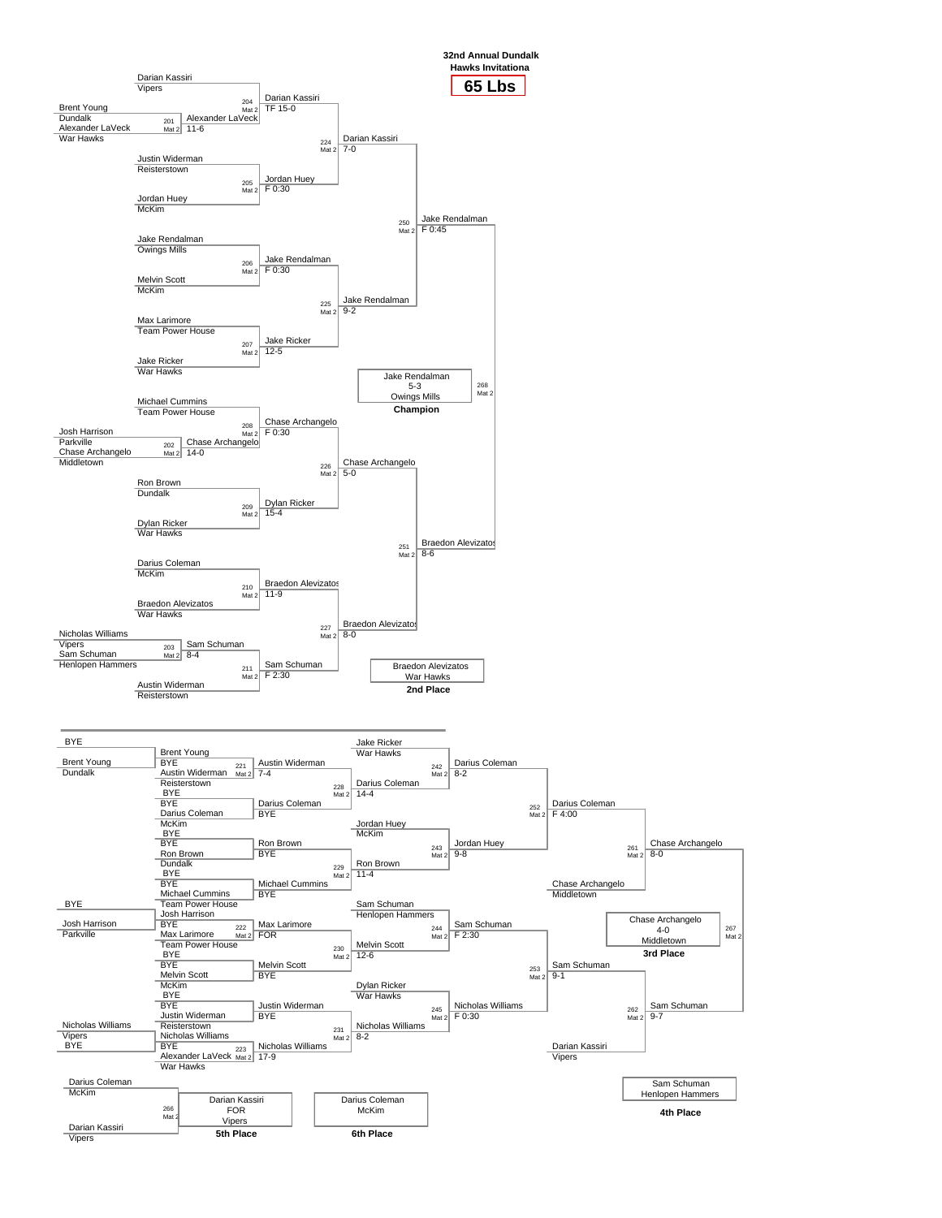# 32nd Annual Dundalk Hawks Invitationa

## 65 Lbs

### Championship Bracket

| Bout | Mat | Wrestler 1 | Wrestler 2 | Winner | Result |
|---|---|---|---|---|---|
| 201 | Mat 2 | Brent Young (Dundalk) | Alexander LaVeck (War Hawks) | Alexander LaVeck | 11-6 |
| 202 | Mat 2 | Josh Harrison (Parkville) | Chase Archangelo (Middletown) | Chase Archangelo | 14-0 |
| 203 | Mat 2 | Nicholas Williams (Vipers) | Sam Schuman (Henlopen Hammers) | Sam Schuman | 8-4 |
| 204 | Mat 2 | Darian Kassiri (Vipers) | Alexander LaVeck | Darian Kassiri | TF 15-0 |
| 205 | Mat 2 | Justin Widerman (Reisterstown) | Jordan Huey (McKim) | Jordan Huey | F 0:30 |
| 206 | Mat 2 | Jake Rendalman (Owings Mills) | Melvin Scott (McKim) | Jake Rendalman | F 0:30 |
| 207 | Mat 2 | Max Larimore (Team Power House) | Jake Ricker (War Hawks) | Jake Ricker | 12-5 |
| 208 | Mat 2 | Michael Cummins (Team Power House) | Chase Archangelo | Chase Archangelo | F 0:30 |
| 209 | Mat 2 | Ron Brown (Dundalk) | Dylan Ricker (War Hawks) | Dylan Ricker | 15-4 |
| 210 | Mat 2 | Darius Coleman (McKim) | Braedon Alevizatos (War Hawks) | Braedon Alevizatos | 11-9 |
| 211 | Mat 2 | Sam Schuman | Austin Widerman (Reisterstown) | Sam Schuman | F 2:30 |
| 224 | Mat 2 | Darian Kassiri | Jordan Huey | Darian Kassiri | 7-0 |
| 225 | Mat 2 | Jake Rendalman | Jake Ricker | Jake Rendalman | 9-2 |
| 226 | Mat 2 | Chase Archangelo | Dylan Ricker | Chase Archangelo | 5-0 |
| 227 | Mat 2 | Braedon Alevizatos | Sam Schuman | Braedon Alevizatos | 8-0 |
| 250 | Mat 2 | Darian Kassiri | Jake Rendalman | Jake Rendalman | F 0:45 |
| 251 | Mat 2 | Chase Archangelo | Braedon Alevizatos | Braedon Alevizatos | 8-6 |
| 268 | Mat 2 | Jake Rendalman | Braedon Alevizatos | Jake Rendalman | 5-3 |

**Champion:** Jake Rendalman, 5-3, Owings Mills

**2nd Place:** Braedon Alevizatos, War Hawks

### Consolation Bracket

| Bout | Mat | Wrestler 1 | Wrestler 2 | Winner | Result |
|---|---|---|---|---|---|
| | | BYE | Brent Young (Dundalk) | Brent Young | BYE |
| | | BYE | Josh Harrison (Parkville) | Josh Harrison | BYE |
| | | Nicholas Williams (Vipers) | BYE | Nicholas Williams | BYE |
| 221 | Mat 2 | Brent Young | Austin Widerman (Reisterstown) | Austin Widerman | 7-4 |
| | | BYE | Darius Coleman (McKim) | Darius Coleman | BYE |
| | | BYE | Ron Brown (Dundalk) | Ron Brown | BYE |
| | | BYE | Michael Cummins (Team Power House) | Michael Cummins | BYE |
| 222 | Mat 2 | Josh Harrison | Max Larimore (Team Power House) | Max Larimore | FOR |
| | | BYE | Melvin Scott (McKim) | Melvin Scott | BYE |
| | | BYE | Justin Widerman (Reisterstown) | Justin Widerman | BYE |
| 223 | Mat 2 | Nicholas Williams | Alexander LaVeck (War Hawks) | Nicholas Williams | 17-9 |
| 228 | Mat 2 | Austin Widerman | Darius Coleman | Darius Coleman | 14-4 |
| 229 | Mat 2 | Ron Brown | Michael Cummins | Ron Brown | 11-4 |
| 230 | Mat 2 | Max Larimore | Melvin Scott | Melvin Scott | 12-6 |
| 231 | Mat 2 | Justin Widerman | Nicholas Williams | Nicholas Williams | 8-2 |
| 242 | Mat 2 | Jake Ricker (War Hawks) | Darius Coleman | Darius Coleman | 8-2 |
| 243 | Mat 2 | Jordan Huey (McKim) | Ron Brown | Jordan Huey | 9-8 |
| 244 | Mat 2 | Sam Schuman (Henlopen Hammers) | Melvin Scott | Sam Schuman | F 2:30 |
| 245 | Mat 2 | Dylan Ricker (War Hawks) | Nicholas Williams | Nicholas Williams | F 0:30 |
| 252 | Mat 2 | Darius Coleman | Jordan Huey | Darius Coleman | F 4:00 |
| 253 | Mat 2 | Sam Schuman | Nicholas Williams | Sam Schuman | 9-1 |
| 261 | Mat 2 | Darius Coleman | Chase Archangelo (Middletown) | Chase Archangelo | 8-0 |
| 262 | Mat 2 | Sam Schuman | Darian Kassiri (Vipers) | Sam Schuman | 9-7 |
| 267 | Mat 2 | Chase Archangelo | Sam Schuman | Chase Archangelo | 4-0 |
| 266 | Mat 2 | Darius Coleman (McKim) | Darian Kassiri (Vipers) | Darian Kassiri | FOR |

**3rd Place:** Chase Archangelo, 4-0, Middletown

**4th Place:** Sam Schuman, Henlopen Hammers

**5th Place:** Darian Kassiri, FOR, Vipers

**6th Place:** Darius Coleman, McKim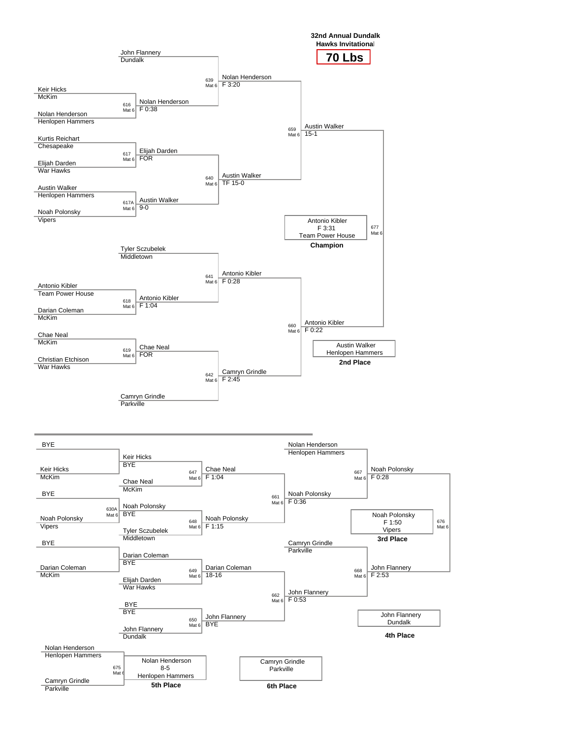# 32nd Annual Dundalk Hawks Invitational

## 70 Lbs

### Championship Bracket

| Bout | Mat | Wrestler 1 | Wrestler 2 | Winner | Result |
|---|---|---|---|---|---|
| 616 | Mat 6 | Keir Hicks (McKim) | Nolan Henderson (Henlopen Hammers) | Nolan Henderson | F 0:38 |
| 617 | Mat 6 | Kurtis Reichart (Chesapeake) | Elijah Darden (War Hawks) | Elijah Darden | FOR |
| 617A | Mat 6 | Austin Walker (Henlopen Hammers) | Noah Polonsky (Vipers) | Austin Walker | 9-0 |
| 618 | Mat 6 | Antonio Kibler (Team Power House) | Darian Coleman (McKim) | Antonio Kibler | F 1:04 |
| 619 | Mat 6 | Chae Neal (McKim) | Christian Etchison (War Hawks) | Chae Neal | FOR |
| 639 | Mat 6 | John Flannery (Dundalk) | Nolan Henderson | Nolan Henderson | F 3:20 |
| 640 | Mat 6 | Elijah Darden | Austin Walker | Austin Walker | TF 15-0 |
| 641 | Mat 6 | Tyler Sczubelek (Middletown) | Antonio Kibler | Antonio Kibler | F 0:28 |
| 642 | Mat 6 | Chae Neal | Camryn Grindle (Parkville) | Camryn Grindle | F 2:45 |
| 659 | Mat 6 | Nolan Henderson | Austin Walker | Austin Walker | 15-1 |
| 660 | Mat 6 | Antonio Kibler | Camryn Grindle | Antonio Kibler | F 0:22 |
| 677 | Mat 6 | Austin Walker | Antonio Kibler | Antonio Kibler | F 3:31 |

**Champion:** Antonio Kibler, F 3:31, Team Power House

**2nd Place:** Austin Walker, Henlopen Hammers

### Consolation Bracket

| Bout | Mat | Wrestler 1 | Wrestler 2 | Winner | Result |
|---|---|---|---|---|---|
| | | BYE | Keir Hicks (McKim) | Keir Hicks | BYE |
| 630A | Mat 6 | BYE | Noah Polonsky (Vipers) | Noah Polonsky | BYE |
| | | BYE | Darian Coleman (McKim) | Darian Coleman | BYE |
| 647 | Mat 6 | Keir Hicks | Chae Neal (McKim) | Chae Neal | F 1:04 |
| 648 | Mat 6 | Noah Polonsky | Tyler Sczubelek (Middletown) | Noah Polonsky | F 1:15 |
| 649 | Mat 6 | Darian Coleman | Elijah Darden (War Hawks) | Darian Coleman | 18-16 |
| 650 | Mat 6 | BYE | John Flannery (Dundalk) | John Flannery | BYE |
| 661 | Mat 6 | Chae Neal | Noah Polonsky | Noah Polonsky | F 0:36 |
| 662 | Mat 6 | Darian Coleman | John Flannery | John Flannery | F 0:53 |
| 667 | Mat 6 | Nolan Henderson (Henlopen Hammers) | Noah Polonsky | Noah Polonsky | F 0:28 |
| 668 | Mat 6 | Camryn Grindle (Parkville) | John Flannery | John Flannery | F 2:53 |
| 676 | Mat 6 | Noah Polonsky | John Flannery | Noah Polonsky | F 1:50 |
| 675 | Mat 6 | Nolan Henderson (Henlopen Hammers) | Camryn Grindle (Parkville) | Nolan Henderson | 8-5 |

**3rd Place:** Noah Polonsky, F 1:50, Vipers

**4th Place:** John Flannery, Dundalk

**5th Place:** Nolan Henderson, 8-5, Henlopen Hammers

**6th Place:** Camryn Grindle, Parkville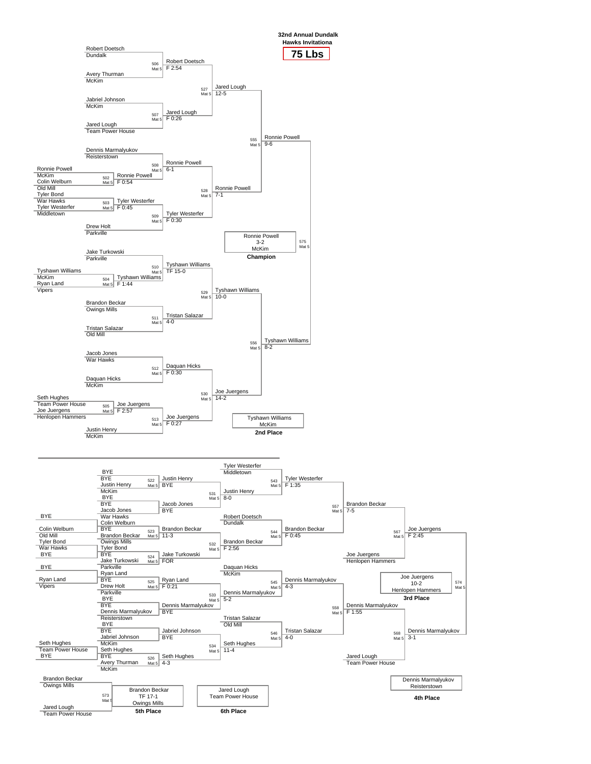# 32nd Annual Dundalk Hawks Invitationa

## 75 Lbs

### Championship Bracket

**Preliminary Round**

- Match 502 (Mat 5): Ronnie Powell (McKim) vs Colin Welburn (Old Mill) — Ronnie Powell, F 0:54
- Match 503 (Mat 5): Tyler Bond (War Hawks) vs Tyler Westerfer (Middletown) — Tyler Westerfer, F 0:45
- Match 504 (Mat 5): Tyshawn Williams (McKim) vs Ryan Land (Vipers) — Tyshawn Williams, F 1:44
- Match 505 (Mat 5): Seth Hughes (Team Power House) vs Joe Juergens (Henlopen Hammers) — Joe Juergens, F 2:57

**First Round**

- Match 506 (Mat 5): Robert Doetsch (Dundalk) vs Avery Thurman (McKim) — Robert Doetsch, F 2:54
- Match 507 (Mat 5): Jabriel Johnson (McKim) vs Jared Lough (Team Power House) — Jared Lough, F 0:26
- Match 508 (Mat 5): Dennis Marmalyukov (Reisterstown) vs Ronnie Powell — Ronnie Powell, 6-1
- Match 509 (Mat 5): Tyler Westerfer vs Drew Holt (Parkville) — Tyler Westerfer, F 0:30
- Match 510 (Mat 5): Jake Turkowski (Parkville) vs Tyshawn Williams — Tyshawn Williams, TF 15-0
- Match 511 (Mat 5): Brandon Beckar (Owings Mills) vs Tristan Salazar (Old Mill) — Tristan Salazar, 4-0
- Match 512 (Mat 5): Jacob Jones (War Hawks) vs Daquan Hicks (McKim) — Daquan Hicks, F 0:30
- Match 513 (Mat 5): Joe Juergens vs Justin Henry (McKim) — Joe Juergens, F 0:27

**Quarterfinals**

- Match 527 (Mat 5): Jared Lough, 12-5
- Match 528 (Mat 5): Ronnie Powell, 7-1
- Match 529 (Mat 5): Tyshawn Williams, 10-0
- Match 530 (Mat 5): Joe Juergens, 14-2

**Semifinals**

- Match 555 (Mat 5): Ronnie Powell, 9-6
- Match 556 (Mat 5): Tyshawn Williams, 8-2

**Final**

- Match 575 (Mat 5): Ronnie Powell, 3-2, McKim — **Champion**
- Tyshawn Williams, McKim — **2nd Place**

### Consolation Bracket

- Match 522 (Mat 5): BYE vs Justin Henry (McKim) — Justin Henry, BYE
- BYE vs Jacob Jones (War Hawks) — Jacob Jones, BYE
- Match 523 (Mat 5): Colin Welburn (Old Mill) vs Brandon Beckar (Owings Mills) — Brandon Beckar, 11-3
- Match 524 (Mat 5): Tyler Bond (War Hawks) vs Jake Turkowski (Parkville) — Jake Turkowski, FOR
- Match 525 (Mat 5): Ryan Land (Vipers) vs Drew Holt (Parkville) — Ryan Land, F 0:21
- BYE vs Dennis Marmalyukov (Reisterstown) — Dennis Marmalyukov, BYE
- BYE vs Jabriel Johnson (McKim) — Jabriel Johnson, BYE
- Match 526 (Mat 5): Seth Hughes (Team Power House) vs Avery Thurman (McKim) — Seth Hughes, 4-3

- Match 531 (Mat 5): Justin Henry, 8-0
- Match 532 (Mat 5): Brandon Beckar, F 2:56
- Match 533 (Mat 5): Dennis Marmalyukov, 5-2
- Match 534 (Mat 5): Seth Hughes, 11-4

- Match 543 (Mat 5): Tyler Westerfer (Middletown) vs Justin Henry — Tyler Westerfer, F 1:35
- Match 544 (Mat 5): Robert Doetsch (Dundalk) vs Brandon Beckar — Brandon Beckar, F 0:45
- Match 545 (Mat 5): Daquan Hicks (McKim) vs Dennis Marmalyukov — Dennis Marmalyukov, 4-3
- Match 546 (Mat 5): Tristan Salazar (Old Mill) vs Seth Hughes — Tristan Salazar, 4-0

- Match 557 (Mat 5): Brandon Beckar, 7-5
- Match 558 (Mat 5): Dennis Marmalyukov, F 1:55

- Match 567 (Mat 5): Brandon Beckar vs Joe Juergens (Henlopen Hammers) — Joe Juergens, F 2:45
- Match 568 (Mat 5): Dennis Marmalyukov vs Jared Lough (Team Power House) — Dennis Marmalyukov, 3-1

**3rd Place Match**

- Match 574 (Mat 5): Joe Juergens, 10-2, Henlopen Hammers — **3rd Place**
- Dennis Marmalyukov, Reisterstown — **4th Place**

**5th Place Match**

- Match 573 (Mat 5): Brandon Beckar (Owings Mills) vs Jared Lough (Team Power House) — Brandon Beckar, TF 17-1, Owings Mills — **5th Place**
- Jared Lough, Team Power House — **6th Place**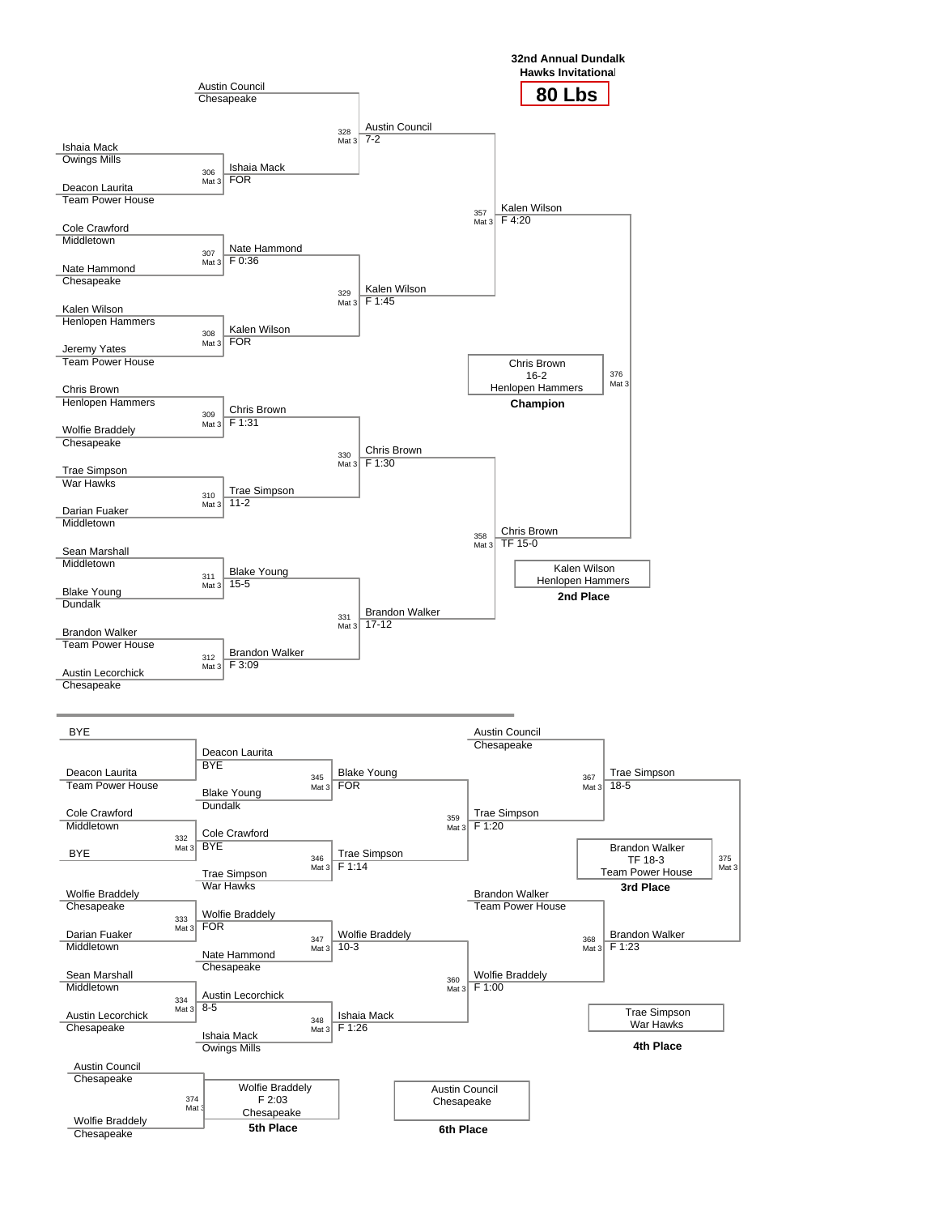# 32nd Annual Dundalk Hawks Invitational

## 80 Lbs

### Championship Bracket

**First Round**

- Match 306 (Mat 3): Ishaia Mack (Owings Mills) vs Deacon Laurita (Team Power House) — Winner: Ishaia Mack, FOR
- Match 307 (Mat 3): Cole Crawford (Middletown) vs Nate Hammond (Chesapeake) — Winner: Nate Hammond, F 0:36
- Match 308 (Mat 3): Kalen Wilson (Henlopen Hammers) vs Jeremy Yates (Team Power House) — Winner: Kalen Wilson, FOR
- Match 309 (Mat 3): Chris Brown (Henlopen Hammers) vs Wolfie Braddely (Chesapeake) — Winner: Chris Brown, F 1:31
- Match 310 (Mat 3): Trae Simpson (War Hawks) vs Darian Fuaker (Middletown) — Winner: Trae Simpson, 11-2
- Match 311 (Mat 3): Sean Marshall (Middletown) vs Blake Young (Dundalk) — Winner: Blake Young, 15-5
- Match 312 (Mat 3): Brandon Walker (Team Power House) vs Austin Lecorchick (Chesapeake) — Winner: Brandon Walker, F 3:09

**Quarterfinals**

- Match 328 (Mat 3): Austin Council (Chesapeake) vs Ishaia Mack — Winner: Austin Council, 7-2
- Match 329 (Mat 3): Nate Hammond vs Kalen Wilson — Winner: Kalen Wilson, F 1:45
- Match 330 (Mat 3): Chris Brown vs Trae Simpson — Winner: Chris Brown, F 1:30
- Match 331 (Mat 3): Blake Young vs Brandon Walker — Winner: Brandon Walker, 17-12

**Semifinals**

- Match 357 (Mat 3): Austin Council vs Kalen Wilson — Winner: Kalen Wilson, F 4:20
- Match 358 (Mat 3): Chris Brown vs Brandon Walker — Winner: Chris Brown, TF 15-0

**Final**

- Match 376 (Mat 3): Kalen Wilson vs Chris Brown

**Champion:** Chris Brown, 16-2, Henlopen Hammers

**2nd Place:** Kalen Wilson, Henlopen Hammers

### Consolation Bracket

**First Round**

- Match 332 (Mat 3): Cole Crawford (Middletown) vs BYE — Winner: Cole Crawford, BYE
- Match 333 (Mat 3): Wolfie Braddely (Chesapeake) vs Darian Fuaker (Middletown) — Winner: Wolfie Braddely, FOR
- Match 334 (Mat 3): Sean Marshall (Middletown) vs Austin Lecorchick (Chesapeake) — Winner: Austin Lecorchick, 8-5
- BYE vs Deacon Laurita (Team Power House) — Winner: Deacon Laurita, BYE

**Second Round**

- Match 345 (Mat 3): Deacon Laurita vs Blake Young (Dundalk) — Winner: Blake Young, FOR
- Match 346 (Mat 3): Cole Crawford vs Trae Simpson (War Hawks) — Winner: Trae Simpson, F 1:14
- Match 347 (Mat 3): Wolfie Braddely vs Nate Hammond (Chesapeake) — Winner: Wolfie Braddely, 10-3
- Match 348 (Mat 3): Austin Lecorchick vs Ishaia Mack (Owings Mills) — Winner: Ishaia Mack, F 1:26

**Third Round**

- Match 359 (Mat 3): Blake Young vs Trae Simpson — Winner: Trae Simpson, F 1:20
- Match 360 (Mat 3): Wolfie Braddely vs Ishaia Mack — Winner: Wolfie Braddely, F 1:00

**Consolation Semifinals**

- Match 367 (Mat 3): Austin Council (Chesapeake) vs Trae Simpson — Winner: Trae Simpson, 18-5
- Match 368 (Mat 3): Brandon Walker (Team Power House) vs Wolfie Braddely — Winner: Brandon Walker, F 1:23

**3rd Place Match**

- Match 375 (Mat 3): Trae Simpson vs Brandon Walker

**3rd Place:** Brandon Walker, TF 18-3, Team Power House

**4th Place:** Trae Simpson, War Hawks

**5th Place Match**

- Match 374 (Mat 3): Austin Council (Chesapeake) vs Wolfie Braddely (Chesapeake)

**5th Place:** Wolfie Braddely, F 2:03, Chesapeake

**6th Place:** Austin Council, Chesapeake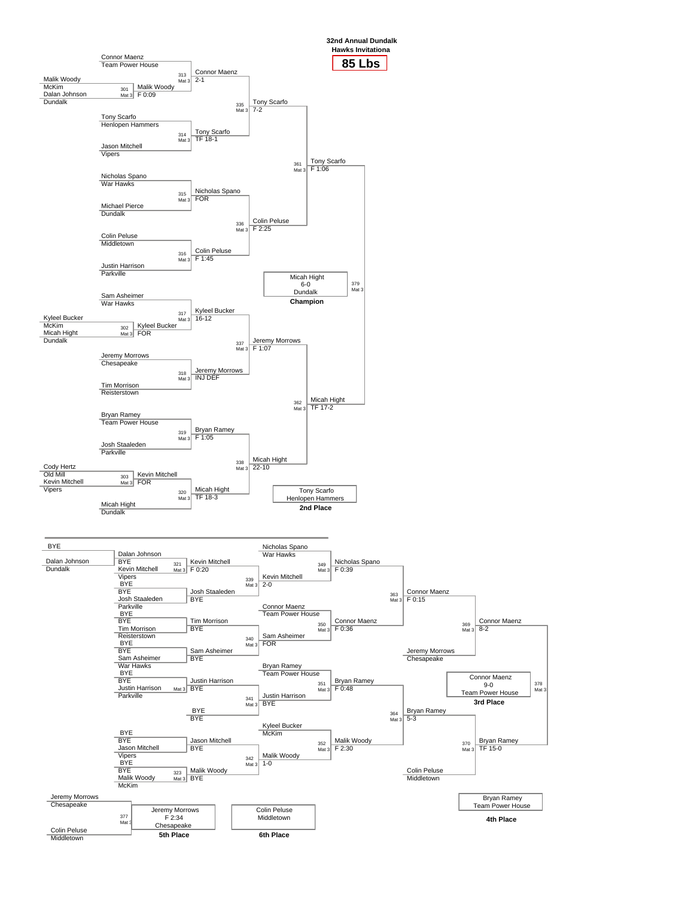# 32nd Annual Dundalk Hawks Invitationa

## 85 Lbs

### Championship Bracket

**Preliminary Round**

| Match | Wrestler 1 | Wrestler 2 | Winner | Result |
|---|---|---|---|---|
| 301 (Mat 3) | Malik Woody (McKim) | Dalan Johnson (Dundalk) | Malik Woody | F 0:09 |
| 302 (Mat 3) | Kyleel Bucker (McKim) | Micah Hight (Dundalk) | Kyleel Bucker | FOR |
| 303 (Mat 3) | Cody Hertz (Old Mill) | Kevin Mitchell (Vipers) | Kevin Mitchell | FOR |

**First Round**

| Match | Wrestler 1 | Wrestler 2 | Winner | Result |
|---|---|---|---|---|
| 313 (Mat 3) | Connor Maenz (Team Power House) | Malik Woody | Connor Maenz | 2-1 |
| 314 (Mat 3) | Tony Scarfo (Henlopen Hammers) | Jason Mitchell (Vipers) | Tony Scarfo | TF 18-1 |
| 315 (Mat 3) | Nicholas Spano (War Hawks) | Michael Pierce (Dundalk) | Nicholas Spano | FOR |
| 316 (Mat 3) | Colin Peluse (Middletown) | Justin Harrison (Parkville) | Colin Peluse | F 1:45 |
| 317 (Mat 3) | Sam Asheimer (War Hawks) | Kyleel Bucker | Kyleel Bucker | 16-12 |
| 318 (Mat 3) | Jeremy Morrows (Chesapeake) | Tim Morrison (Reisterstown) | Jeremy Morrows | INJ DEF |
| 319 (Mat 3) | Bryan Ramey (Team Power House) | Josh Staaleden (Parkville) | Bryan Ramey | F 1:05 |
| 320 (Mat 3) | Kevin Mitchell | Micah Hight (Dundalk) | Micah Hight | TF 18-3 |

**Quarterfinals**

| Match | Winner | Result |
|---|---|---|
| 335 (Mat 3) | Tony Scarfo | 7-2 |
| 336 (Mat 3) | Colin Peluse | F 2:25 |
| 337 (Mat 3) | Jeremy Morrows | F 1:07 |
| 338 (Mat 3) | Micah Hight | 22-10 |

**Semifinals**

| Match | Winner | Result |
|---|---|---|
| 361 (Mat 3) | Tony Scarfo | F 1:06 |
| 362 (Mat 3) | Micah Hight | TF 17-2 |

**Final — 379 (Mat 3)**

**Champion:** Micah Hight, 6-0, Dundalk

**2nd Place:** Tony Scarfo, Henlopen Hammers

### Consolation Bracket

| Match | Wrestler 1 | Wrestler 2 | Winner | Result |
|---|---|---|---|---|
| 321 (Mat 3) | Dalan Johnson (Dundalk) | Kevin Mitchell (Vipers) | Kevin Mitchell | F 0:20 |
| — | BYE | Josh Staaleden (Parkville) | Josh Staaleden | BYE |
| — | BYE | Tim Morrison (Reisterstown) | Tim Morrison | BYE |
| — | BYE | Sam Asheimer (War Hawks) | Sam Asheimer | BYE |
| — (Mat 3) | BYE | Justin Harrison (Parkville) | Justin Harrison | BYE |
| — | BYE | BYE | BYE | |
| — | BYE | Jason Mitchell (Vipers) | Jason Mitchell | BYE |
| 323 (Mat 3) | BYE | Malik Woody (McKim) | Malik Woody | BYE |
| 339 (Mat 3) | Kevin Mitchell | Josh Staaleden | Kevin Mitchell | 2-0 |
| 340 (Mat 3) | Tim Morrison | Sam Asheimer | Sam Asheimer | FOR |
| 341 (Mat 3) | Justin Harrison | BYE | Justin Harrison | BYE |
| 342 (Mat 3) | Jason Mitchell | Malik Woody | Malik Woody | 1-0 |
| 349 (Mat 3) | Nicholas Spano (War Hawks) | Kevin Mitchell | Nicholas Spano | F 0:39 |
| 350 (Mat 3) | Connor Maenz (Team Power House) | Sam Asheimer | Connor Maenz | F 0:36 |
| 351 (Mat 3) | Bryan Ramey (Team Power House) | Justin Harrison | Bryan Ramey | F 0:48 |
| 352 (Mat 3) | Kyleel Bucker (McKim) | Malik Woody | Malik Woody | F 2:30 |
| 363 (Mat 3) | Nicholas Spano | Connor Maenz | Connor Maenz | F 0:15 |
| 364 (Mat 3) | Bryan Ramey | Malik Woody | Bryan Ramey | 5-3 |
| 369 (Mat 3) | Connor Maenz | Jeremy Morrows (Chesapeake) | Connor Maenz | 8-2 |
| 370 (Mat 3) | Bryan Ramey | Colin Peluse (Middletown) | Bryan Ramey | TF 15-0 |

**3rd Place — 378 (Mat 3):** Connor Maenz, 9-0, Team Power House

**4th Place:** Bryan Ramey, Team Power House

**5th Place — 377 (Mat 3):** Jeremy Morrows (Chesapeake) vs. Colin Peluse (Middletown) — Jeremy Morrows, F 2:34, Chesapeake

**6th Place:** Colin Peluse, Middletown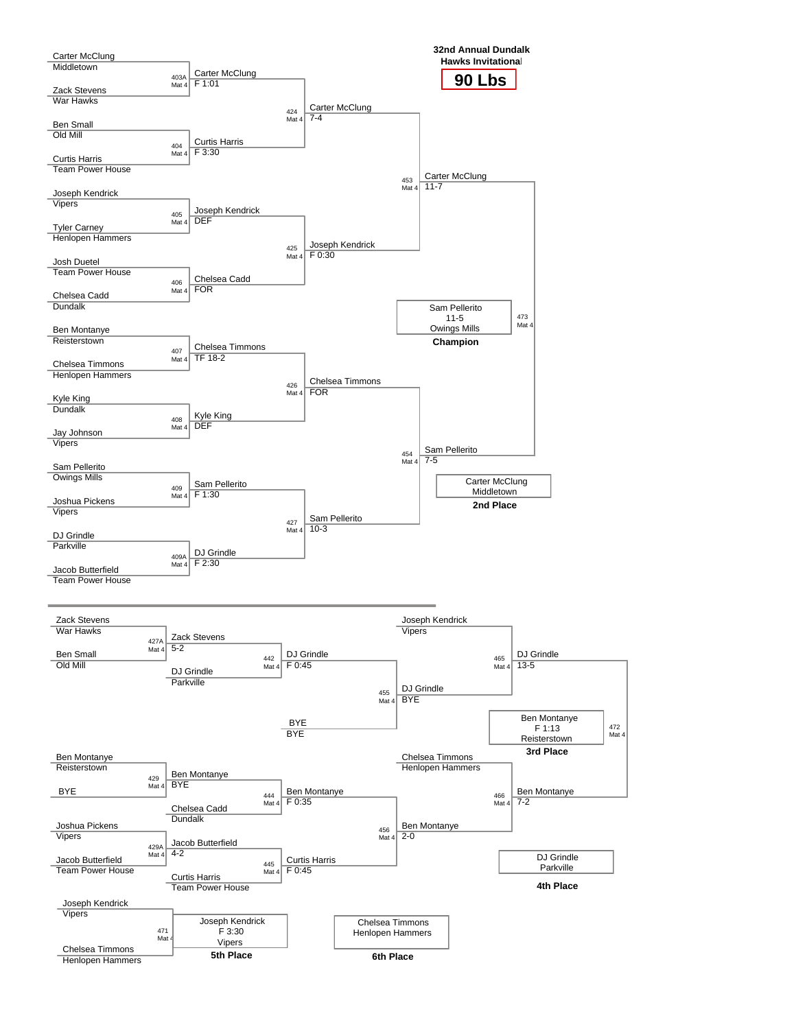# 32nd Annual Dundalk Hawks Invitational

## 90 Lbs

### Championship Bracket

| Match | Mat | Wrestler 1 | Wrestler 2 | Winner | Result |
|---|---|---|---|---|---|
| 403A | Mat 4 | Carter McClung (Middletown) | Zack Stevens (War Hawks) | Carter McClung | F 1:01 |
| 404 | Mat 4 | Ben Small (Old Mill) | Curtis Harris (Team Power House) | Curtis Harris | F 3:30 |
| 405 | Mat 4 | Joseph Kendrick (Vipers) | Tyler Carney (Henlopen Hammers) | Joseph Kendrick | DEF |
| 406 | Mat 4 | Josh Duetel (Team Power House) | Chelsea Cadd (Dundalk) | Chelsea Cadd | FOR |
| 407 | Mat 4 | Ben Montanye (Reisterstown) | Chelsea Timmons (Henlopen Hammers) | Chelsea Timmons | TF 18-2 |
| 408 | Mat 4 | Kyle King (Dundalk) | Jay Johnson (Vipers) | Kyle King | DEF |
| 409 | Mat 4 | Sam Pellerito (Owings Mills) | Joshua Pickens (Vipers) | Sam Pellerito | F 1:30 |
| 409A | Mat 4 | DJ Grindle (Parkville) | Jacob Butterfield (Team Power House) | DJ Grindle | F 2:30 |
| 424 | Mat 4 | Carter McClung | Curtis Harris | Carter McClung | 7-4 |
| 425 | Mat 4 | Joseph Kendrick | Chelsea Cadd | Joseph Kendrick | F 0:30 |
| 426 | Mat 4 | Chelsea Timmons | Kyle King | Chelsea Timmons | FOR |
| 427 | Mat 4 | Sam Pellerito | DJ Grindle | Sam Pellerito | 10-3 |
| 453 | Mat 4 | Carter McClung | Joseph Kendrick | Carter McClung | 11-7 |
| 454 | Mat 4 | Chelsea Timmons | Sam Pellerito | Sam Pellerito | 7-5 |
| 473 | Mat 4 | Carter McClung | Sam Pellerito | Sam Pellerito | 11-5 |

**Champion:** Sam Pellerito, 11-5, Owings Mills

**2nd Place:** Carter McClung, Middletown

### Consolation Bracket

| Match | Mat | Wrestler 1 | Wrestler 2 | Winner | Result |
|---|---|---|---|---|---|
| 427A | Mat 4 | Zack Stevens (War Hawks) | Ben Small (Old Mill) | Zack Stevens | 5-2 |
| 442 | Mat 4 | Zack Stevens | DJ Grindle (Parkville) | DJ Grindle | F 0:45 |
| 455 | Mat 4 | DJ Grindle | BYE | DJ Grindle | BYE |
| 465 | Mat 4 | Joseph Kendrick (Vipers) | DJ Grindle | DJ Grindle | 13-5 |
| 429 | Mat 4 | Ben Montanye (Reisterstown) | BYE | Ben Montanye | BYE |
| 444 | Mat 4 | Ben Montanye | Chelsea Cadd (Dundalk) | Ben Montanye | F 0:35 |
| 429A | Mat 4 | Joshua Pickens (Vipers) | Jacob Butterfield (Team Power House) | Jacob Butterfield | 4-2 |
| 445 | Mat 4 | Jacob Butterfield | Curtis Harris (Team Power House) | Curtis Harris | F 0:45 |
| 456 | Mat 4 | Ben Montanye | Curtis Harris | Ben Montanye | 2-0 |
| 466 | Mat 4 | Chelsea Timmons (Henlopen Hammers) | Ben Montanye | Ben Montanye | 7-2 |
| 472 | Mat 4 | DJ Grindle | Ben Montanye | Ben Montanye | F 1:13 |
| 471 | Mat 4 | Joseph Kendrick (Vipers) | Chelsea Timmons (Henlopen Hammers) | Joseph Kendrick | F 3:30 |

**3rd Place:** Ben Montanye, F 1:13, Reisterstown

**4th Place:** DJ Grindle, Parkville

**5th Place:** Joseph Kendrick, F 3:30, Vipers

**6th Place:** Chelsea Timmons, Henlopen Hammers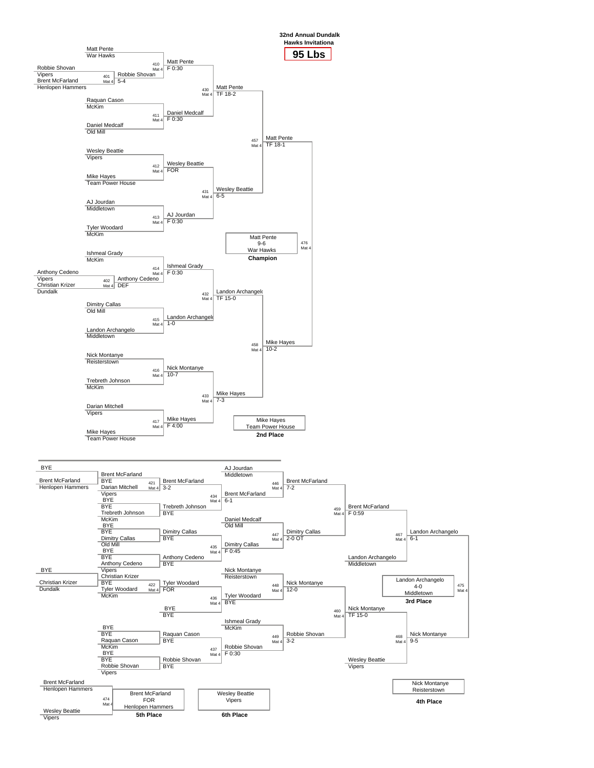# 32nd Annual Dundalk Hawks Invitationa

## 95 Lbs

### Championship Bracket

**Preliminary**

| Bout | Mat | Wrestler 1 | Wrestler 2 | Winner | Result |
|---|---|---|---|---|---|
| 401 | Mat 4 | Robbie Shovan (Vipers) | Brent McFarland (Henlopen Hammers) | Robbie Shovan | 5-4 |
| 402 | Mat 4 | Anthony Cedeno (Vipers) | Christian Krizer (Dundalk) | Anthony Cedeno | DEF |

**First Round**

| Bout | Mat | Wrestler 1 | Wrestler 2 | Winner | Result |
|---|---|---|---|---|---|
| 410 | Mat 4 | Matt Pente (War Hawks) | Robbie Shovan | Matt Pente | F 0:30 |
| 411 | Mat 4 | Raquan Cason (McKim) | Daniel Medcalf (Old Mill) | Daniel Medcalf | F 0:30 |
| 412 | Mat 4 | Wesley Beattie (Vipers) | Mike Hayes (Team Power House) | Wesley Beattie | FOR |
| 413 | Mat 4 | AJ Jourdan (Middletown) | Tyler Woodard (McKim) | AJ Jourdan | F 0:30 |
| 414 | Mat 4 | Ishmeal Grady (McKim) | Anthony Cedeno | Ishmeal Grady | F 0:30 |
| 415 | Mat 4 | Dimitry Callas (Old Mill) | Landon Archangelo (Middletown) | Landon Archangelo | 1-0 |
| 416 | Mat 4 | Nick Montanye (Reisterstown) | Trebreth Johnson (McKim) | Nick Montanye | 10-7 |
| 417 | Mat 4 | Darian Mitchell (Vipers) | Mike Hayes (Team Power House) | Mike Hayes | F 4:00 |

**Quarterfinals**

| Bout | Mat | Winner | Result |
|---|---|---|---|
| 430 | Mat 4 | Matt Pente | TF 18-2 |
| 431 | Mat 4 | Wesley Beattie | 6-5 |
| 432 | Mat 4 | Landon Archangelo | TF 15-0 |
| 433 | Mat 4 | Mike Hayes | 7-3 |

**Semifinals**

| Bout | Mat | Winner | Result |
|---|---|---|---|
| 457 | Mat 4 | Matt Pente | TF 18-1 |
| 458 | Mat 4 | Mike Hayes | 10-2 |

**Final (476, Mat 4)**

**Champion:** Matt Pente, 9-6, War Hawks

**2nd Place:** Mike Hayes, Team Power House

### Consolation Bracket

| Bout | Mat | Wrestler 1 | Wrestler 2 | Winner | Result |
|---|---|---|---|---|---|
| | | BYE | Brent McFarland (Henlopen Hammers) | Brent McFarland | BYE |
| 421 | Mat 4 | Brent McFarland | Darian Mitchell (Vipers) | Brent McFarland | 3-2 |
| | | BYE | Trebreth Johnson (McKim) | Trebreth Johnson | BYE |
| | | BYE | Dimitry Callas (Old Mill) | Dimitry Callas | BYE |
| | | BYE | Anthony Cedeno (Vipers) | Anthony Cedeno | BYE |
| | | BYE | Christian Krizer (Dundalk) | Christian Krizer | BYE |
| 422 | Mat 4 | Christian Krizer | Tyler Woodard (McKim) | Tyler Woodard | FOR |
| | | BYE | BYE | BYE | |
| | | BYE | Raquan Cason (McKim) | Raquan Cason | BYE |
| | | BYE | Robbie Shovan (Vipers) | Robbie Shovan | BYE |
| 434 | Mat 4 | Brent McFarland | Trebreth Johnson | Brent McFarland | 6-1 |
| 435 | Mat 4 | Dimitry Callas | Anthony Cedeno | Dimitry Callas | F 0:45 |
| 436 | Mat 4 | Tyler Woodard | BYE | Tyler Woodard | BYE |
| 437 | Mat 4 | Raquan Cason | Robbie Shovan | Robbie Shovan | F 0:30 |
| 446 | Mat 4 | AJ Jourdan (Middletown) | Brent McFarland | Brent McFarland | 7-2 |
| 447 | Mat 4 | Daniel Medcalf (Old Mill) | Dimitry Callas | Dimitry Callas | 2-0 OT |
| 448 | Mat 4 | Nick Montanye (Reisterstown) | Tyler Woodard | Nick Montanye | 12-0 |
| 449 | Mat 4 | Ishmeal Grady (McKim) | Robbie Shovan | Robbie Shovan | 3-2 |
| 459 | Mat 4 | Brent McFarland | Dimitry Callas | Brent McFarland | F 0:59 |
| 460 | Mat 4 | Nick Montanye | Robbie Shovan | Nick Montanye | TF 15-0 |
| 467 | Mat 4 | Brent McFarland | Landon Archangelo (Middletown) | Landon Archangelo | 6-1 |
| 468 | Mat 4 | Nick Montanye | Wesley Beattie (Vipers) | Nick Montanye | 9-5 |

**3rd Place (475, Mat 4):** Landon Archangelo, 4-0, Middletown

**4th Place:** Nick Montanye, Reisterstown

**5th Place (474, Mat 4):** Brent McFarland (Henlopen Hammers) vs. Wesley Beattie (Vipers) — Brent McFarland, FOR, Henlopen Hammers

**6th Place:** Wesley Beattie, Vipers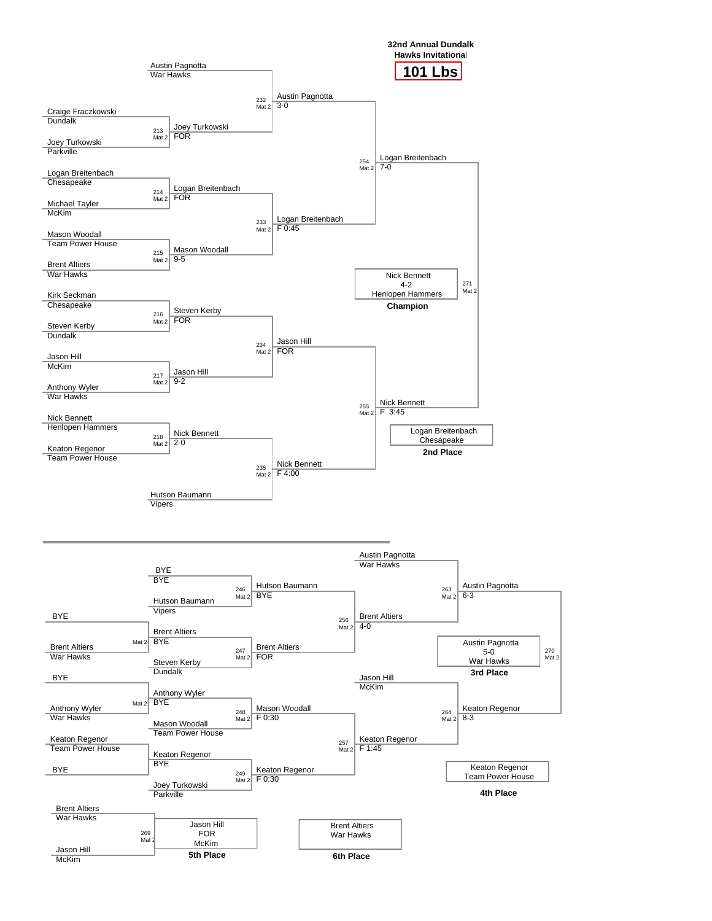# 32nd Annual Dundalk Hawks Invitational

## 101 Lbs

### Championship Bracket

| Bout | Mat | Wrestler 1 | Wrestler 2 | Winner | Result |
|---|---|---|---|---|---|
| 213 | Mat 2 | Craige Fraczkowski (Dundalk) | Joey Turkowski (Parkville) | Joey Turkowski | FOR |
| 214 | Mat 2 | Logan Breitenbach (Chesapeake) | Michael Tayler (McKim) | Logan Breitenbach | FOR |
| 215 | Mat 2 | Mason Woodall (Team Power House) | Brent Altiers (War Hawks) | Mason Woodall | 9-5 |
| 216 | Mat 2 | Kirk Seckman (Chesapeake) | Steven Kerby (Dundalk) | Steven Kerby | FOR |
| 217 | Mat 2 | Jason Hill (McKim) | Anthony Wyler (War Hawks) | Jason Hill | 9-2 |
| 218 | Mat 2 | Nick Bennett (Henlopen Hammers) | Keaton Regenor (Team Power House) | Nick Bennett | 2-0 |
| 232 | Mat 2 | Austin Pagnotta (War Hawks) | Joey Turkowski | Austin Pagnotta | 3-0 |
| 233 | Mat 2 | Logan Breitenbach | Mason Woodall | Logan Breitenbach | F 0:45 |
| 234 | Mat 2 | Steven Kerby | Jason Hill | Jason Hill | FOR |
| 235 | Mat 2 | Nick Bennett | Hutson Baumann (Vipers) | Nick Bennett | F 4:00 |
| 254 | Mat 2 | Austin Pagnotta | Logan Breitenbach | Logan Breitenbach | 7-0 |
| 255 | Mat 2 | Jason Hill | Nick Bennett | Nick Bennett | F 3:45 |
| 271 | Mat 2 | Logan Breitenbach | Nick Bennett | Nick Bennett | 4-2 |

**Champion:** Nick Bennett, 4-2, Henlopen Hammers

**2nd Place:** Logan Breitenbach, Chesapeake

### Consolation Bracket

| Bout | Mat | Wrestler 1 | Wrestler 2 | Winner | Result |
|---|---|---|---|---|---|
| | Mat 2 | BYE | Brent Altiers (War Hawks) | Brent Altiers | BYE |
| | Mat 2 | BYE | Anthony Wyler (War Hawks) | Anthony Wyler | BYE |
| | | Keaton Regenor (Team Power House) | BYE | Keaton Regenor | BYE |
| 246 | Mat 2 | BYE | Hutson Baumann (Vipers) | Hutson Baumann | BYE |
| 247 | Mat 2 | Brent Altiers | Steven Kerby (Dundalk) | Brent Altiers | FOR |
| 248 | Mat 2 | Anthony Wyler | Mason Woodall (Team Power House) | Mason Woodall | F 0:30 |
| 249 | Mat 2 | Keaton Regenor | Joey Turkowski (Parkville) | Keaton Regenor | F 0:30 |
| 256 | Mat 2 | Hutson Baumann | Brent Altiers | Brent Altiers | 4-0 |
| 257 | Mat 2 | Mason Woodall | Keaton Regenor | Keaton Regenor | F 1:45 |
| 263 | Mat 2 | Austin Pagnotta (War Hawks) | Brent Altiers | Austin Pagnotta | 6-3 |
| 264 | Mat 2 | Jason Hill (McKim) | Keaton Regenor | Keaton Regenor | 8-3 |
| 270 | Mat 2 | Austin Pagnotta | Keaton Regenor | Austin Pagnotta | 5-0 |
| 269 | Mat 2 | Brent Altiers (War Hawks) | Jason Hill (McKim) | Jason Hill | FOR |

**3rd Place:** Austin Pagnotta, 5-0, War Hawks

**4th Place:** Keaton Regenor, Team Power House

**5th Place:** Jason Hill, FOR, McKim

**6th Place:** Brent Altiers, War Hawks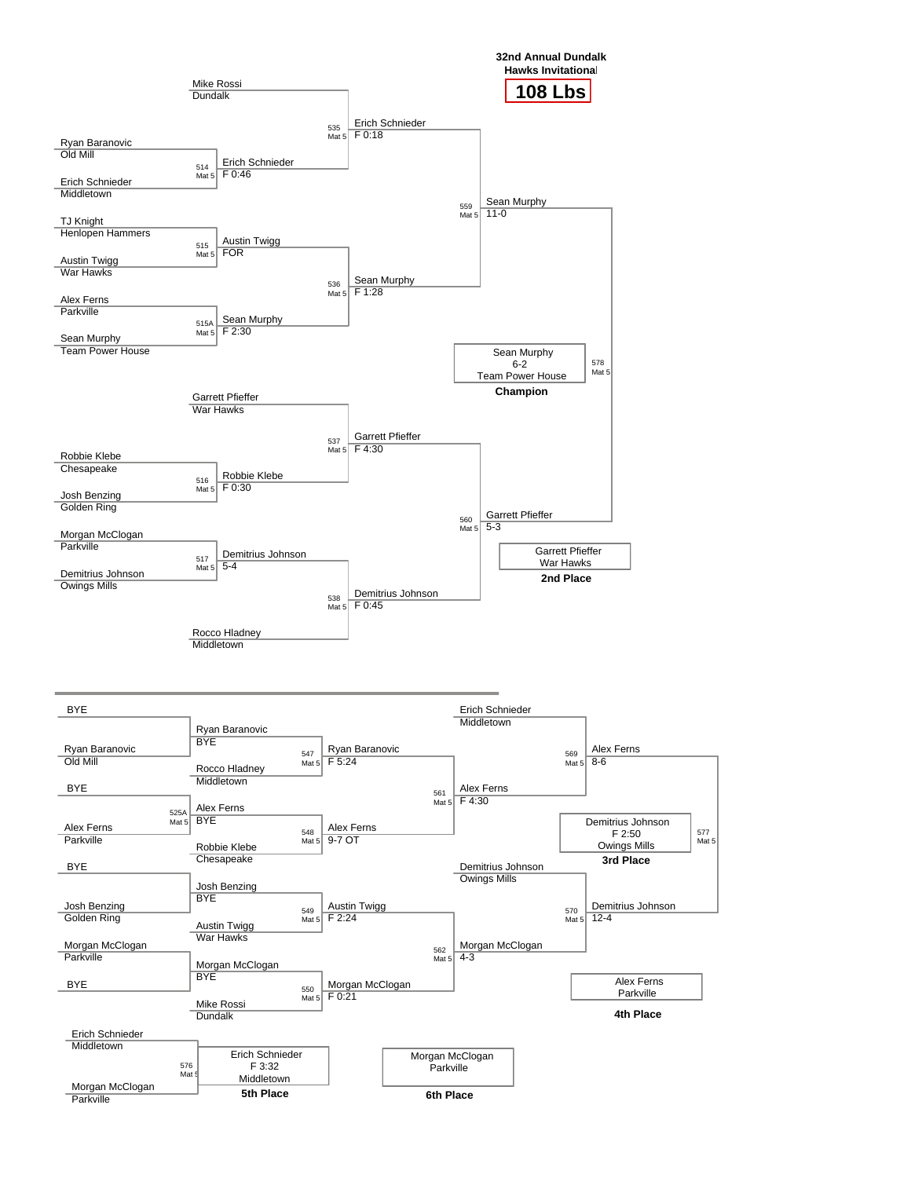**32nd Annual Dundalk Hawks Invitational**

# 108 Lbs

## Championship Bracket

| Match | Mat | Wrestler 1 | Wrestler 2 | Winner | Result |
|---|---|---|---|---|---|
| 514 | Mat 5 | Ryan Baranovic (Old Mill) | Erich Schnieder (Middletown) | Erich Schnieder | F 0:46 |
| 515 | Mat 5 | TJ Knight (Henlopen Hammers) | Austin Twigg (War Hawks) | Austin Twigg | FOR |
| 515A | Mat 5 | Alex Ferns (Parkville) | Sean Murphy (Team Power House) | Sean Murphy | F 2:30 |
| 516 | Mat 5 | Robbie Klebe (Chesapeake) | Josh Benzing (Golden Ring) | Robbie Klebe | F 0:30 |
| 517 | Mat 5 | Morgan McClogan (Parkville) | Demitrius Johnson (Owings Mills) | Demitrius Johnson | 5-4 |
| 535 | Mat 5 | Mike Rossi (Dundalk) | Erich Schnieder | Erich Schnieder | F 0:18 |
| 536 | Mat 5 | Austin Twigg | Sean Murphy | Sean Murphy | F 1:28 |
| 537 | Mat 5 | Garrett Pfieffer (War Hawks) | Robbie Klebe | Garrett Pfieffer | F 4:30 |
| 538 | Mat 5 | Demitrius Johnson | Rocco Hladney (Middletown) | Demitrius Johnson | F 0:45 |
| 559 | Mat 5 | Erich Schnieder | Sean Murphy | Sean Murphy | 11-0 |
| 560 | Mat 5 | Garrett Pfieffer | Demitrius Johnson | Garrett Pfieffer | 5-3 |
| 578 | Mat 5 | Sean Murphy | Garrett Pfieffer | Sean Murphy | 6-2 |

**Champion:** Sean Murphy, 6-2, Team Power House

**2nd Place:** Garrett Pfieffer, War Hawks

## Consolation Bracket

| Match | Mat | Wrestler 1 | Wrestler 2 | Winner | Result |
|---|---|---|---|---|---|
| | | BYE | Ryan Baranovic (Old Mill) | Ryan Baranovic | BYE |
| 525A | Mat 5 | BYE | Alex Ferns (Parkville) | Alex Ferns | BYE |
| | | BYE | Josh Benzing (Golden Ring) | Josh Benzing | BYE |
| | | Morgan McClogan (Parkville) | BYE | Morgan McClogan | BYE |
| 547 | Mat 5 | Ryan Baranovic | Rocco Hladney (Middletown) | Ryan Baranovic | F 5:24 |
| 548 | Mat 5 | Alex Ferns | Robbie Klebe (Chesapeake) | Alex Ferns | 9-7 OT |
| 549 | Mat 5 | Josh Benzing | Austin Twigg (War Hawks) | Austin Twigg | F 2:24 |
| 550 | Mat 5 | Morgan McClogan | Mike Rossi (Dundalk) | Morgan McClogan | F 0:21 |
| 561 | Mat 5 | Ryan Baranovic | Alex Ferns | Alex Ferns | F 4:30 |
| 562 | Mat 5 | Austin Twigg | Morgan McClogan | Morgan McClogan | 4-3 |
| 569 | Mat 5 | Erich Schnieder (Middletown) | Alex Ferns | Alex Ferns | 8-6 |
| 570 | Mat 5 | Demitrius Johnson (Owings Mills) | Morgan McClogan | Demitrius Johnson | 12-4 |
| 577 | Mat 5 | Alex Ferns | Demitrius Johnson | Demitrius Johnson | F 2:50 |
| 576 | Mat 5 | Erich Schnieder (Middletown) | Morgan McClogan (Parkville) | Erich Schnieder | F 3:32 |

**3rd Place:** Demitrius Johnson, F 2:50, Owings Mills

**4th Place:** Alex Ferns, Parkville

**5th Place:** Erich Schnieder, F 3:32, Middletown

**6th Place:** Morgan McClogan, Parkville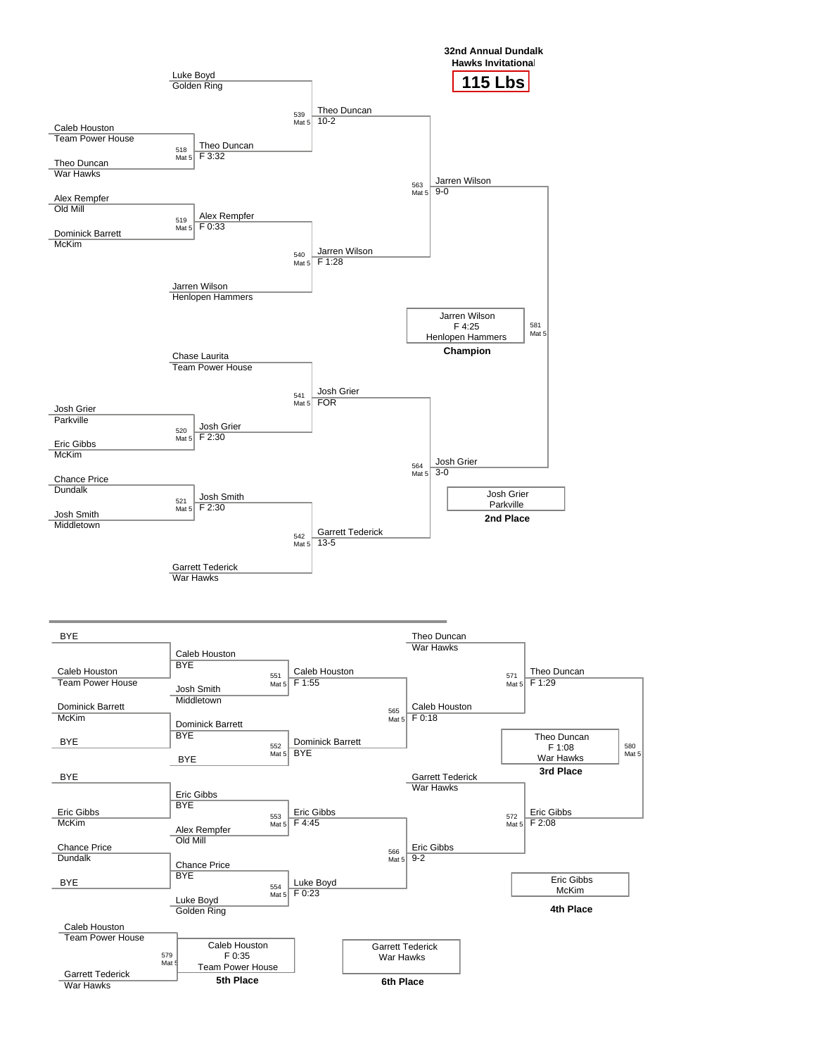**32nd Annual Dundalk Hawks Invitational**

**115 Lbs**

## Championship Bracket

| Bout | Mat | Wrestler 1 | Wrestler 2 | Winner | Result |
|---|---|---|---|---|---|
| 518 | Mat 5 | Caleb Houston (Team Power House) | Theo Duncan (War Hawks) | Theo Duncan | F 3:32 |
| 519 | Mat 5 | Alex Rempfer (Old Mill) | Dominick Barrett (McKim) | Alex Rempfer | F 0:33 |
| 520 | Mat 5 | Josh Grier (Parkville) | Eric Gibbs (McKim) | Josh Grier | F 2:30 |
| 521 | Mat 5 | Chance Price (Dundalk) | Josh Smith (Middletown) | Josh Smith | F 2:30 |
| 539 | Mat 5 | Luke Boyd (Golden Ring) | Theo Duncan | Theo Duncan | 10-2 |
| 540 | Mat 5 | Alex Rempfer | Jarren Wilson (Henlopen Hammers) | Jarren Wilson | F 1:28 |
| 541 | Mat 5 | Chase Laurita (Team Power House) | Josh Grier | Josh Grier | FOR |
| 542 | Mat 5 | Josh Smith | Garrett Tederick (War Hawks) | Garrett Tederick | 13-5 |
| 563 | Mat 5 | Theo Duncan | Jarren Wilson | Jarren Wilson | 9-0 |
| 564 | Mat 5 | Josh Grier | Garrett Tederick | Josh Grier | 3-0 |
| 581 | Mat 5 | Jarren Wilson | Josh Grier | Jarren Wilson | F 4:25 |

**Champion:** Jarren Wilson, F 4:25, Henlopen Hammers

**2nd Place:** Josh Grier, Parkville

## Consolation Bracket

| Bout | Mat | Wrestler 1 | Wrestler 2 | Winner | Result |
|---|---|---|---|---|---|
| | | BYE | Caleb Houston (Team Power House) | Caleb Houston | BYE |
| | | Dominick Barrett (McKim) | BYE | Dominick Barrett | BYE |
| | | BYE | Eric Gibbs (McKim) | Eric Gibbs | BYE |
| | | Chance Price (Dundalk) | BYE | Chance Price | BYE |
| 551 | Mat 5 | Caleb Houston | Josh Smith (Middletown) | Caleb Houston | F 1:55 |
| 552 | Mat 5 | Dominick Barrett | BYE | Dominick Barrett | BYE |
| 553 | Mat 5 | Eric Gibbs | Alex Rempfer (Old Mill) | Eric Gibbs | F 4:45 |
| 554 | Mat 5 | Chance Price | Luke Boyd (Golden Ring) | Luke Boyd | F 0:23 |
| 565 | Mat 5 | Caleb Houston | Dominick Barrett | Caleb Houston | F 0:18 |
| 566 | Mat 5 | Eric Gibbs | Luke Boyd | Eric Gibbs | 9-2 |
| 571 | Mat 5 | Theo Duncan (War Hawks) | Caleb Houston | Theo Duncan | F 1:29 |
| 572 | Mat 5 | Garrett Tederick (War Hawks) | Eric Gibbs | Eric Gibbs | F 2:08 |
| 580 | Mat 5 | Theo Duncan | Eric Gibbs | Theo Duncan | F 1:08 |
| 579 | Mat 5 | Caleb Houston (Team Power House) | Garrett Tederick (War Hawks) | Caleb Houston | F 0:35 |

**3rd Place:** Theo Duncan, F 1:08, War Hawks

**4th Place:** Eric Gibbs, McKim

**5th Place:** Caleb Houston, F 0:35, Team Power House

**6th Place:** Garrett Tederick, War Hawks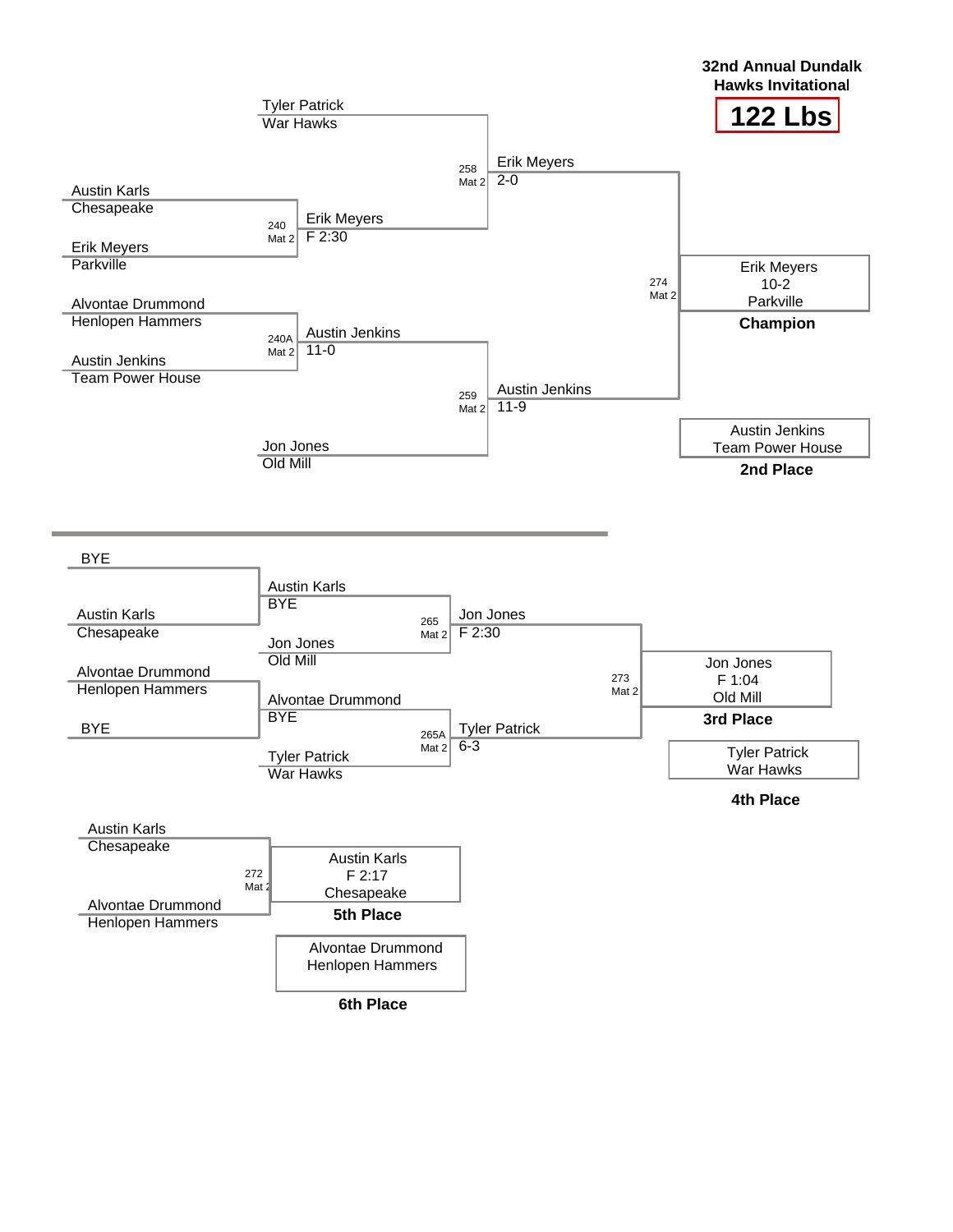## 32nd Annual Dundalk Hawks Invitational

# 122 Lbs

### Championship Bracket

| Round 1 | Quarterfinal | Semifinal | Final |
|---|---|---|---|
| Austin Karls, Chesapeake vs. Erik Meyers, Parkville (240, Mat 2) | Erik Meyers, F 2:30 | | |
| | Tyler Patrick, War Hawks vs. Erik Meyers (258, Mat 2) | Erik Meyers, 2-0 | |
| Alvontae Drummond, Henlopen Hammers vs. Austin Jenkins, Team Power House (240A, Mat 2) | Austin Jenkins, 11-0 | | |
| | Austin Jenkins vs. Jon Jones, Old Mill (259, Mat 2) | Austin Jenkins, 11-9 | |
| | | Erik Meyers vs. Austin Jenkins (274, Mat 2) | Erik Meyers, 10-2, Parkville |

**Champion:** Erik Meyers, 10-2, Parkville

**2nd Place:** Austin Jenkins, Team Power House

### Consolation Bracket

| Round 1 | Consolation | Match | Result |
|---|---|---|---|
| BYE vs. Austin Karls, Chesapeake | Austin Karls, BYE | | |
| | Austin Karls vs. Jon Jones, Old Mill (265, Mat 2) | Jon Jones, F 2:30 | |
| Alvontae Drummond, Henlopen Hammers vs. BYE | Alvontae Drummond, BYE | | |
| | Alvontae Drummond vs. Tyler Patrick, War Hawks (265A, Mat 2) | Tyler Patrick, 6-3 | |
| | | Jon Jones vs. Tyler Patrick (273, Mat 2) | Jon Jones, F 1:04, Old Mill |

**3rd Place:** Jon Jones, F 1:04, Old Mill

**4th Place:** Tyler Patrick, War Hawks

### 5th Place Match

| Match | Result |
|---|---|
| Austin Karls, Chesapeake vs. Alvontae Drummond, Henlopen Hammers (272, Mat 2) | Austin Karls, F 2:17, Chesapeake |

**5th Place:** Austin Karls, F 2:17, Chesapeake

**6th Place:** Alvontae Drummond, Henlopen Hammers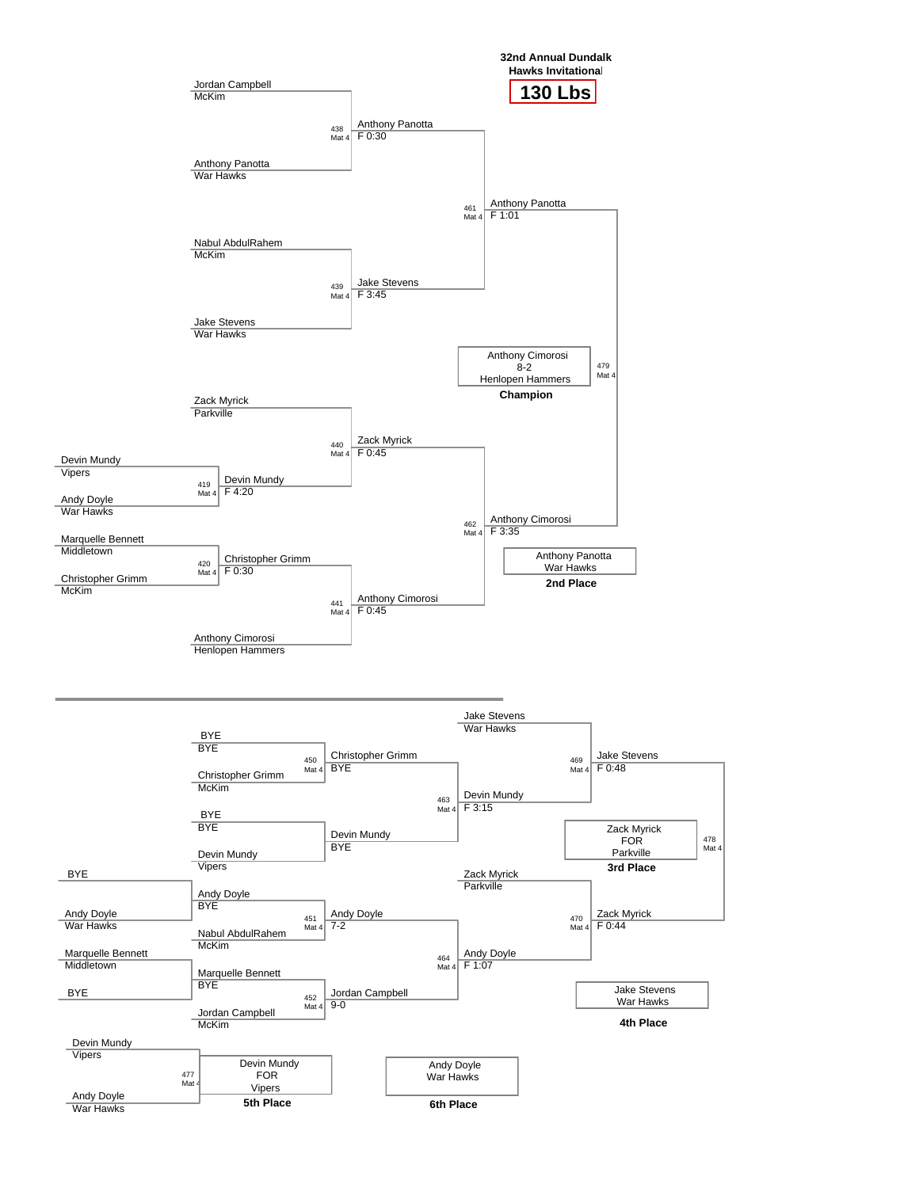# 32nd Annual Dundalk Hawks Invitational

## 130 Lbs

### Championship Bracket

| Bout | Mat | Wrestler 1 | Wrestler 2 | Winner | Result |
|---|---|---|---|---|---|
| 419 | Mat 4 | Devin Mundy (Vipers) | Andy Doyle (War Hawks) | Devin Mundy | F 4:20 |
| 420 | Mat 4 | Marquelle Bennett (Middletown) | Christopher Grimm (McKim) | Christopher Grimm | F 0:30 |
| 438 | Mat 4 | Jordan Campbell (McKim) | Anthony Panotta (War Hawks) | Anthony Panotta | F 0:30 |
| 439 | Mat 4 | Nabul AbdulRahem (McKim) | Jake Stevens (War Hawks) | Jake Stevens | F 3:45 |
| 440 | Mat 4 | Zack Myrick (Parkville) | Devin Mundy | Zack Myrick | F 0:45 |
| 441 | Mat 4 | Christopher Grimm | Anthony Cimorosi (Henlopen Hammers) | Anthony Cimorosi | F 0:45 |
| 461 | Mat 4 | Anthony Panotta | Jake Stevens | Anthony Panotta | F 1:01 |
| 462 | Mat 4 | Zack Myrick | Anthony Cimorosi | Anthony Cimorosi | F 3:35 |
| 479 | Mat 4 | Anthony Panotta | Anthony Cimorosi | Anthony Cimorosi | 8-2 |

**Champion:** Anthony Cimorosi, Henlopen Hammers (8-2)

**2nd Place:** Anthony Panotta, War Hawks

### Consolation Bracket

| Bout | Mat | Wrestler 1 | Wrestler 2 | Winner | Result |
|---|---|---|---|---|---|
| | | BYE | Andy Doyle (War Hawks) | Andy Doyle | BYE |
| | | Marquelle Bennett (Middletown) | BYE | Marquelle Bennett | BYE |
| 450 | Mat 4 | BYE | Christopher Grimm (McKim) | Christopher Grimm | BYE |
| | | BYE | Devin Mundy (Vipers) | Devin Mundy | BYE |
| 451 | Mat 4 | Andy Doyle | Nabul AbdulRahem (McKim) | Andy Doyle | 7-2 |
| 452 | Mat 4 | Marquelle Bennett | Jordan Campbell (McKim) | Jordan Campbell | 9-0 |
| 463 | Mat 4 | Christopher Grimm | Devin Mundy | Devin Mundy | F 3:15 |
| 464 | Mat 4 | Andy Doyle | Jordan Campbell | Andy Doyle | F 1:07 |
| 469 | Mat 4 | Jake Stevens (War Hawks) | Devin Mundy | Jake Stevens | F 0:48 |
| 470 | Mat 4 | Zack Myrick (Parkville) | Andy Doyle | Zack Myrick | F 0:44 |
| 478 | Mat 4 | Jake Stevens | Zack Myrick | Zack Myrick | FOR |
| 477 | Mat 4 | Devin Mundy (Vipers) | Andy Doyle (War Hawks) | Devin Mundy | FOR |

**3rd Place:** Zack Myrick, Parkville (FOR)

**4th Place:** Jake Stevens, War Hawks

**5th Place:** Devin Mundy, Vipers (FOR)

**6th Place:** Andy Doyle, War Hawks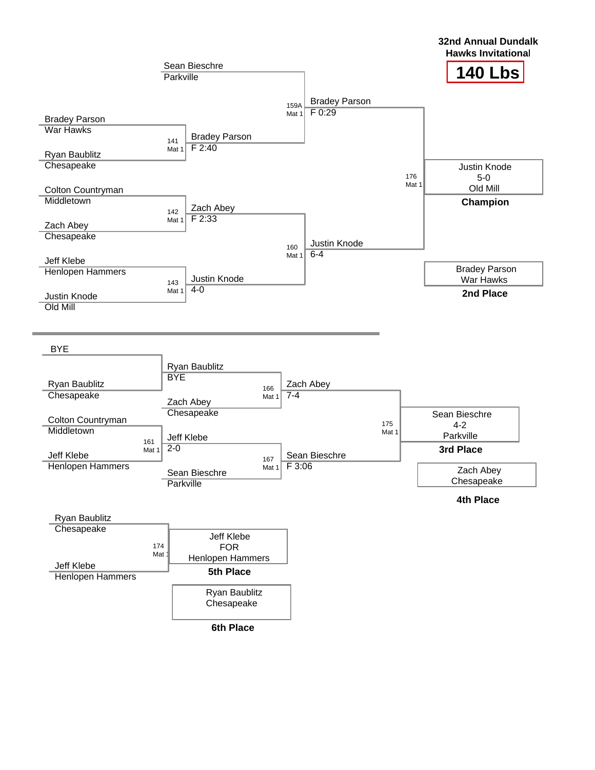**32nd Annual Dundalk Hawks Invitational**

# 140 Lbs

## Championship Bracket

| Match | Wrestler 1 | Wrestler 2 | Winner | Result |
|---|---|---|---|---|
| | Sean Bieschre (Parkville) | | Sean Bieschre | |
| 141 Mat 1 | Bradey Parson (War Hawks) | Ryan Baublitz (Chesapeake) | Bradey Parson | F 2:40 |
| 142 Mat 1 | Colton Countryman (Middletown) | Zach Abey (Chesapeake) | Zach Abey | F 2:33 |
| 143 Mat 1 | Jeff Klebe (Henlopen Hammers) | Justin Knode (Old Mill) | Justin Knode | 4-0 |
| 159A Mat 1 | Sean Bieschre | Bradey Parson | Bradey Parson | F 0:29 |
| 160 Mat 1 | Zach Abey | Justin Knode | Justin Knode | 6-4 |
| 176 Mat 1 | Bradey Parson | Justin Knode | Justin Knode | 5-0 |

**Champion:** Justin Knode, 5-0, Old Mill

**2nd Place:** Bradey Parson, War Hawks

## Consolation Bracket

| Match | Wrestler 1 | Wrestler 2 | Winner | Result |
|---|---|---|---|---|
| | BYE | Ryan Baublitz (Chesapeake) | Ryan Baublitz | BYE |
| 161 Mat 1 | Colton Countryman (Middletown) | Jeff Klebe (Henlopen Hammers) | Jeff Klebe | 2-0 |
| 166 Mat 1 | Ryan Baublitz | Zach Abey (Chesapeake) | Zach Abey | 7-4 |
| 167 Mat 1 | Jeff Klebe | Sean Bieschre (Parkville) | Sean Bieschre | F 3:06 |
| 175 Mat 1 | Zach Abey | Sean Bieschre | Sean Bieschre | 4-2 |
| 174 Mat 1 | Ryan Baublitz (Chesapeake) | Jeff Klebe (Henlopen Hammers) | Jeff Klebe | FOR |

**3rd Place:** Sean Bieschre, 4-2, Parkville

**4th Place:** Zach Abey, Chesapeake

**5th Place:** Jeff Klebe, FOR, Henlopen Hammers

**6th Place:** Ryan Baublitz, Chesapeake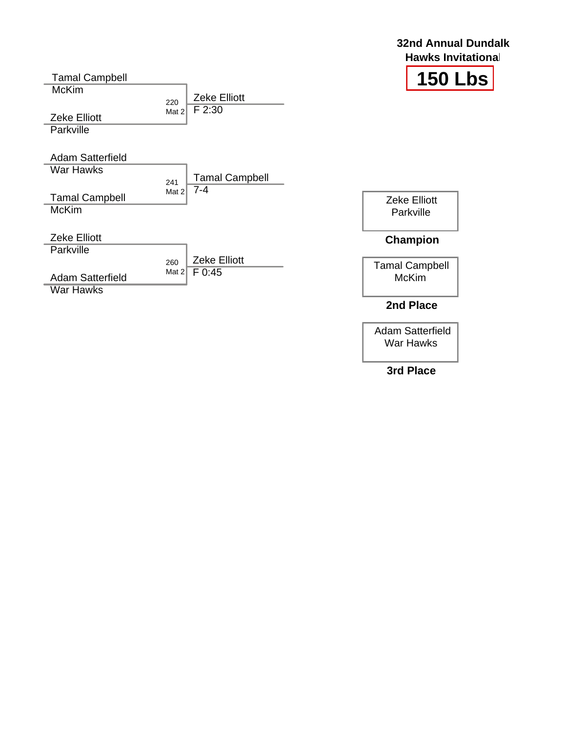**32nd Annual Dundalk Hawks Invitational**

# 150 Lbs

Tamal Campbell
McKim

220
Mat 2

Zeke Elliott
Parkville

Zeke Elliott
F 2:30

Adam Satterfield
War Hawks

241
Mat 2

Tamal Campbell
McKim

Tamal Campbell
7-4

Zeke Elliott
Parkville

260
Mat 2

Adam Satterfield
War Hawks

Zeke Elliott
F 0:45

Zeke Elliott
Parkville

**Champion**

Tamal Campbell
McKim

**2nd Place**

Adam Satterfield
War Hawks

**3rd Place**